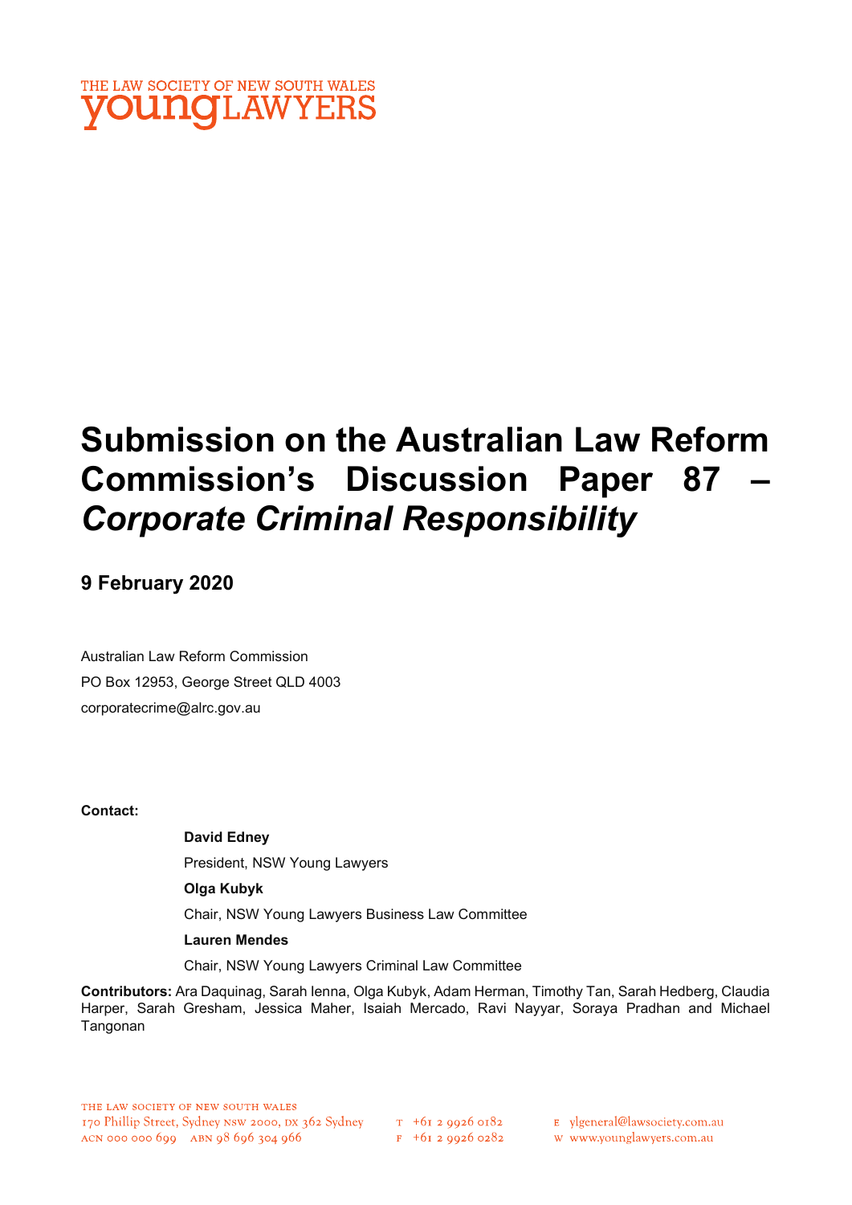THE LAW SOCIETY OF NEW SOUTH WALES
**young**LAWYERS

# Submission on the Australian Law Reform Commission's Discussion Paper 87 – *Corporate Criminal Responsibility*

## 9 February 2020

Australian Law Reform Commission
PO Box 12953, George Street QLD 4003
corporatecrime@alrc.gov.au

**Contact:**

**David Edney**
President, NSW Young Lawyers

**Olga Kubyk**
Chair, NSW Young Lawyers Business Law Committee

**Lauren Mendes**
Chair, NSW Young Lawyers Criminal Law Committee

**Contributors:** Ara Daquinag, Sarah Ienna, Olga Kubyk, Adam Herman, Timothy Tan, Sarah Hedberg, Claudia Harper, Sarah Gresham, Jessica Maher, Isaiah Mercado, Ravi Nayyar, Soraya Pradhan and Michael Tangonan

THE LAW SOCIETY OF NEW SOUTH WALES
170 Phillip Street, Sydney NSW 2000, DX 362 Sydney
ACN 000 000 699 ABN 98 696 304 966

T +61 2 9926 0182
F +61 2 9926 0282

E ylgeneral@lawsociety.com.au
W www.younglawyers.com.au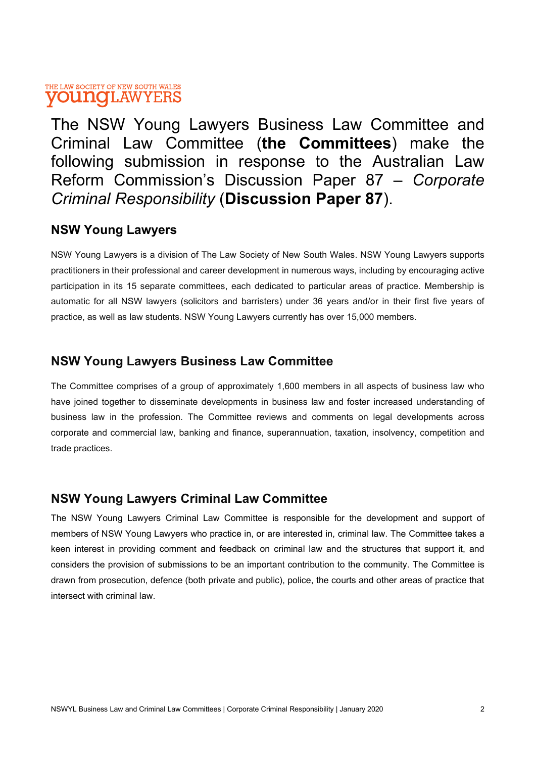The NSW Young Lawyers Business Law Committee and Criminal Law Committee (**the Committees**) make the following submission in response to the Australian Law Reform Commission's Discussion Paper 87 – *Corporate Criminal Responsibility* (**Discussion Paper 87**).

## NSW Young Lawyers

NSW Young Lawyers is a division of The Law Society of New South Wales. NSW Young Lawyers supports practitioners in their professional and career development in numerous ways, including by encouraging active participation in its 15 separate committees, each dedicated to particular areas of practice. Membership is automatic for all NSW lawyers (solicitors and barristers) under 36 years and/or in their first five years of practice, as well as law students. NSW Young Lawyers currently has over 15,000 members.

## NSW Young Lawyers Business Law Committee

The Committee comprises of a group of approximately 1,600 members in all aspects of business law who have joined together to disseminate developments in business law and foster increased understanding of business law in the profession. The Committee reviews and comments on legal developments across corporate and commercial law, banking and finance, superannuation, taxation, insolvency, competition and trade practices.

## NSW Young Lawyers Criminal Law Committee

The NSW Young Lawyers Criminal Law Committee is responsible for the development and support of members of NSW Young Lawyers who practice in, or are interested in, criminal law. The Committee takes a keen interest in providing comment and feedback on criminal law and the structures that support it, and considers the provision of submissions to be an important contribution to the community. The Committee is drawn from prosecution, defence (both private and public), police, the courts and other areas of practice that intersect with criminal law.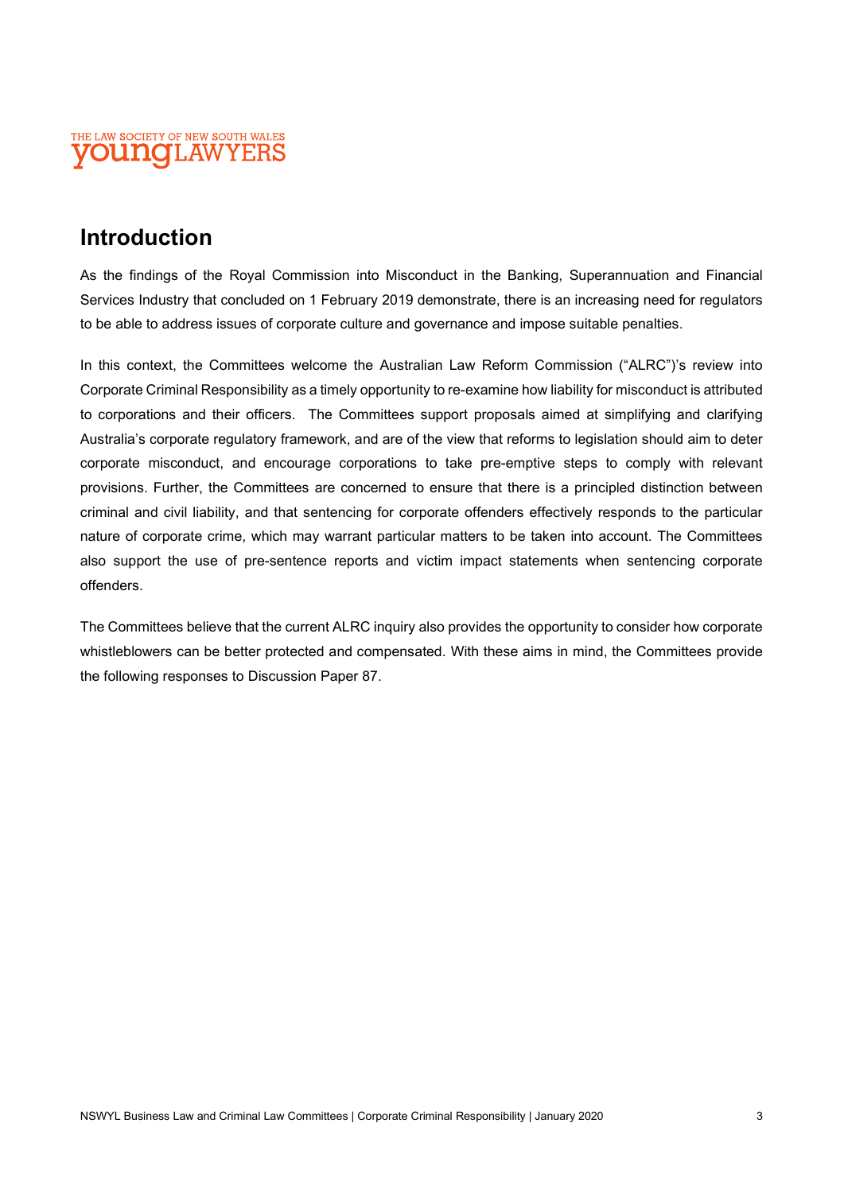## Introduction

As the findings of the Royal Commission into Misconduct in the Banking, Superannuation and Financial Services Industry that concluded on 1 February 2019 demonstrate, there is an increasing need for regulators to be able to address issues of corporate culture and governance and impose suitable penalties.

In this context, the Committees welcome the Australian Law Reform Commission ("ALRC")'s review into Corporate Criminal Responsibility as a timely opportunity to re-examine how liability for misconduct is attributed to corporations and their officers. The Committees support proposals aimed at simplifying and clarifying Australia's corporate regulatory framework, and are of the view that reforms to legislation should aim to deter corporate misconduct, and encourage corporations to take pre-emptive steps to comply with relevant provisions. Further, the Committees are concerned to ensure that there is a principled distinction between criminal and civil liability, and that sentencing for corporate offenders effectively responds to the particular nature of corporate crime, which may warrant particular matters to be taken into account. The Committees also support the use of pre-sentence reports and victim impact statements when sentencing corporate offenders.

The Committees believe that the current ALRC inquiry also provides the opportunity to consider how corporate whistleblowers can be better protected and compensated. With these aims in mind, the Committees provide the following responses to Discussion Paper 87.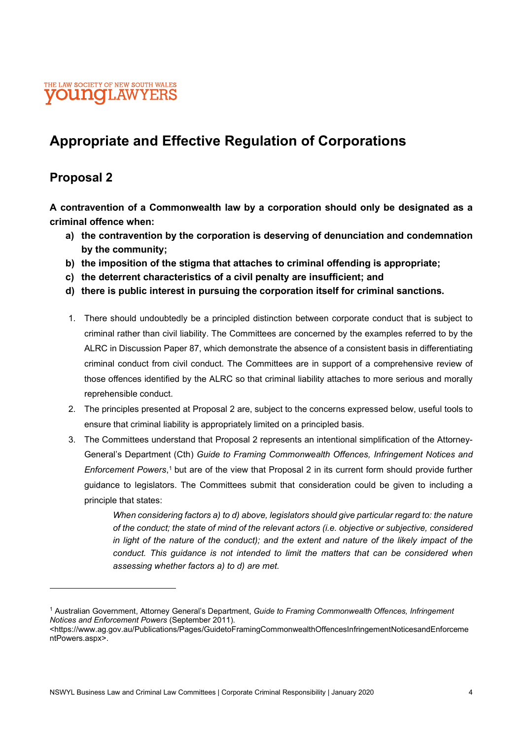# Appropriate and Effective Regulation of Corporations

## Proposal 2

**A contravention of a Commonwealth law by a corporation should only be designated as a criminal offence when:**

**a) the contravention by the corporation is deserving of denunciation and condemnation by the community;**

**b) the imposition of the stigma that attaches to criminal offending is appropriate;**

**c) the deterrent characteristics of a civil penalty are insufficient; and**

**d) there is public interest in pursuing the corporation itself for criminal sanctions.**

1. There should undoubtedly be a principled distinction between corporate conduct that is subject to criminal rather than civil liability. The Committees are concerned by the examples referred to by the ALRC in Discussion Paper 87, which demonstrate the absence of a consistent basis in differentiating criminal conduct from civil conduct. The Committees are in support of a comprehensive review of those offences identified by the ALRC so that criminal liability attaches to more serious and morally reprehensible conduct.
2. The principles presented at Proposal 2 are, subject to the concerns expressed below, useful tools to ensure that criminal liability is appropriately limited on a principled basis.
3. The Committees understand that Proposal 2 represents an intentional simplification of the Attorney-General's Department (Cth) *Guide to Framing Commonwealth Offences, Infringement Notices and Enforcement Powers*,[1] but are of the view that Proposal 2 in its current form should provide further guidance to legislators. The Committees submit that consideration could be given to including a principle that states:

> *When considering factors a) to d) above, legislators should give particular regard to: the nature of the conduct; the state of mind of the relevant actors (i.e. objective or subjective, considered in light of the nature of the conduct); and the extent and nature of the likely impact of the conduct. This guidance is not intended to limit the matters that can be considered when assessing whether factors a) to d) are met.*

---

[1] Australian Government, Attorney General's Department, *Guide to Framing Commonwealth Offences, Infringement Notices and Enforcement Powers* (September 2011). <https://www.ag.gov.au/Publications/Pages/GuidetoFramingCommonwealthOffencesInfringementNoticesandEnforcementPowers.aspx>.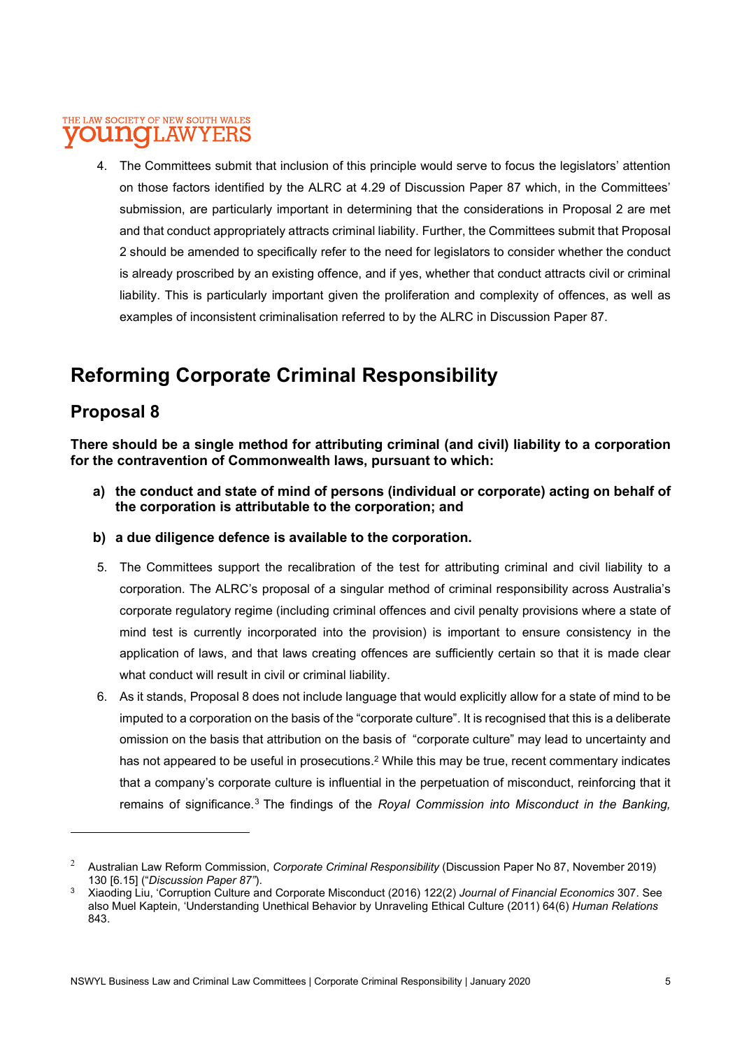4. The Committees submit that inclusion of this principle would serve to focus the legislators' attention on those factors identified by the ALRC at 4.29 of Discussion Paper 87 which, in the Committees' submission, are particularly important in determining that the considerations in Proposal 2 are met and that conduct appropriately attracts criminal liability. Further, the Committees submit that Proposal 2 should be amended to specifically refer to the need for legislators to consider whether the conduct is already proscribed by an existing offence, and if yes, whether that conduct attracts civil or criminal liability. This is particularly important given the proliferation and complexity of offences, as well as examples of inconsistent criminalisation referred to by the ALRC in Discussion Paper 87.

# Reforming Corporate Criminal Responsibility

## Proposal 8

**There should be a single method for attributing criminal (and civil) liability to a corporation for the contravention of Commonwealth laws, pursuant to which:**

**a) the conduct and state of mind of persons (individual or corporate) acting on behalf of the corporation is attributable to the corporation; and**

**b) a due diligence defence is available to the corporation.**

5. The Committees support the recalibration of the test for attributing criminal and civil liability to a corporation. The ALRC's proposal of a singular method of criminal responsibility across Australia's corporate regulatory regime (including criminal offences and civil penalty provisions where a state of mind test is currently incorporated into the provision) is important to ensure consistency in the application of laws, and that laws creating offences are sufficiently certain so that it is made clear what conduct will result in civil or criminal liability.

6. As it stands, Proposal 8 does not include language that would explicitly allow for a state of mind to be imputed to a corporation on the basis of the "corporate culture". It is recognised that this is a deliberate omission on the basis that attribution on the basis of "corporate culture" may lead to uncertainty and has not appeared to be useful in prosecutions.[2] While this may be true, recent commentary indicates that a company's corporate culture is influential in the perpetuation of misconduct, reinforcing that it remains of significance.[3] The findings of the *Royal Commission into Misconduct in the Banking,*

---

[2] Australian Law Reform Commission, *Corporate Criminal Responsibility* (Discussion Paper No 87, November 2019) 130 [6.15] ("*Discussion Paper 87*").

[3] Xiaoding Liu, 'Corruption Culture and Corporate Misconduct (2016) 122(2) *Journal of Financial Economics* 307. See also Muel Kaptein, 'Understanding Unethical Behavior by Unraveling Ethical Culture (2011) 64(6) *Human Relations* 843.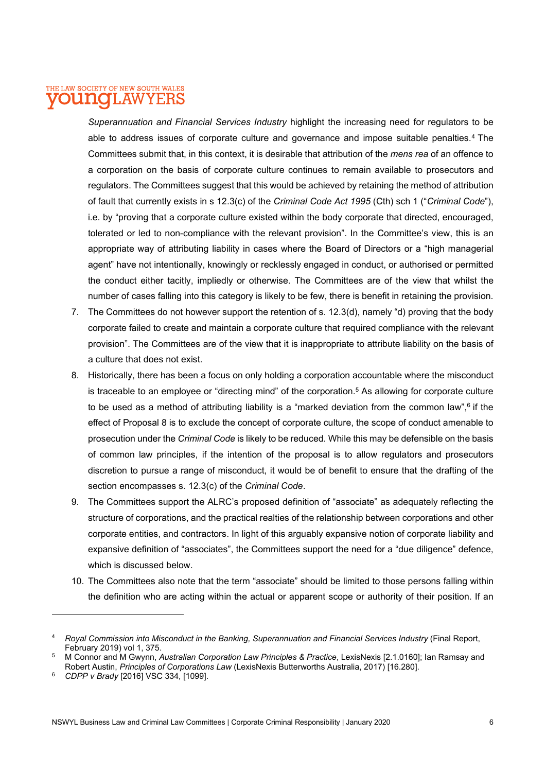*Superannuation and Financial Services Industry* highlight the increasing need for regulators to be able to address issues of corporate culture and governance and impose suitable penalties.[4] The Committees submit that, in this context, it is desirable that attribution of the *mens rea* of an offence to a corporation on the basis of corporate culture continues to remain available to prosecutors and regulators. The Committees suggest that this would be achieved by retaining the method of attribution of fault that currently exists in s 12.3(c) of the *Criminal Code Act 1995* (Cth) sch 1 ("*Criminal Code*"), i.e. by "proving that a corporate culture existed within the body corporate that directed, encouraged, tolerated or led to non-compliance with the relevant provision". In the Committee's view, this is an appropriate way of attributing liability in cases where the Board of Directors or a "high managerial agent" have not intentionally, knowingly or recklessly engaged in conduct, or authorised or permitted the conduct either tacitly, impliedly or otherwise. The Committees are of the view that whilst the number of cases falling into this category is likely to be few, there is benefit in retaining the provision.

7. The Committees do not however support the retention of s. 12.3(d), namely "d) proving that the body corporate failed to create and maintain a corporate culture that required compliance with the relevant provision". The Committees are of the view that it is inappropriate to attribute liability on the basis of a culture that does not exist.
8. Historically, there has been a focus on only holding a corporation accountable where the misconduct is traceable to an employee or "directing mind" of the corporation.[5] As allowing for corporate culture to be used as a method of attributing liability is a "marked deviation from the common law",[6] if the effect of Proposal 8 is to exclude the concept of corporate culture, the scope of conduct amenable to prosecution under the *Criminal Code* is likely to be reduced. While this may be defensible on the basis of common law principles, if the intention of the proposal is to allow regulators and prosecutors discretion to pursue a range of misconduct, it would be of benefit to ensure that the drafting of the section encompasses s. 12.3(c) of the *Criminal Code*.
9. The Committees support the ALRC's proposed definition of "associate" as adequately reflecting the structure of corporations, and the practical realties of the relationship between corporations and other corporate entities, and contractors. In light of this arguably expansive notion of corporate liability and expansive definition of "associates", the Committees support the need for a "due diligence" defence, which is discussed below.
10. The Committees also note that the term "associate" should be limited to those persons falling within the definition who are acting within the actual or apparent scope or authority of their position. If an

---

[4] *Royal Commission into Misconduct in the Banking, Superannuation and Financial Services Industry* (Final Report, February 2019) vol 1, 375.

[5] M Connor and M Gwynn, *Australian Corporation Law Principles & Practice*, LexisNexis [2.1.0160]; Ian Ramsay and Robert Austin, *Principles of Corporations Law* (LexisNexis Butterworths Australia, 2017) [16.280].

[6] *CDPP v Brady* [2016] VSC 334, [1099].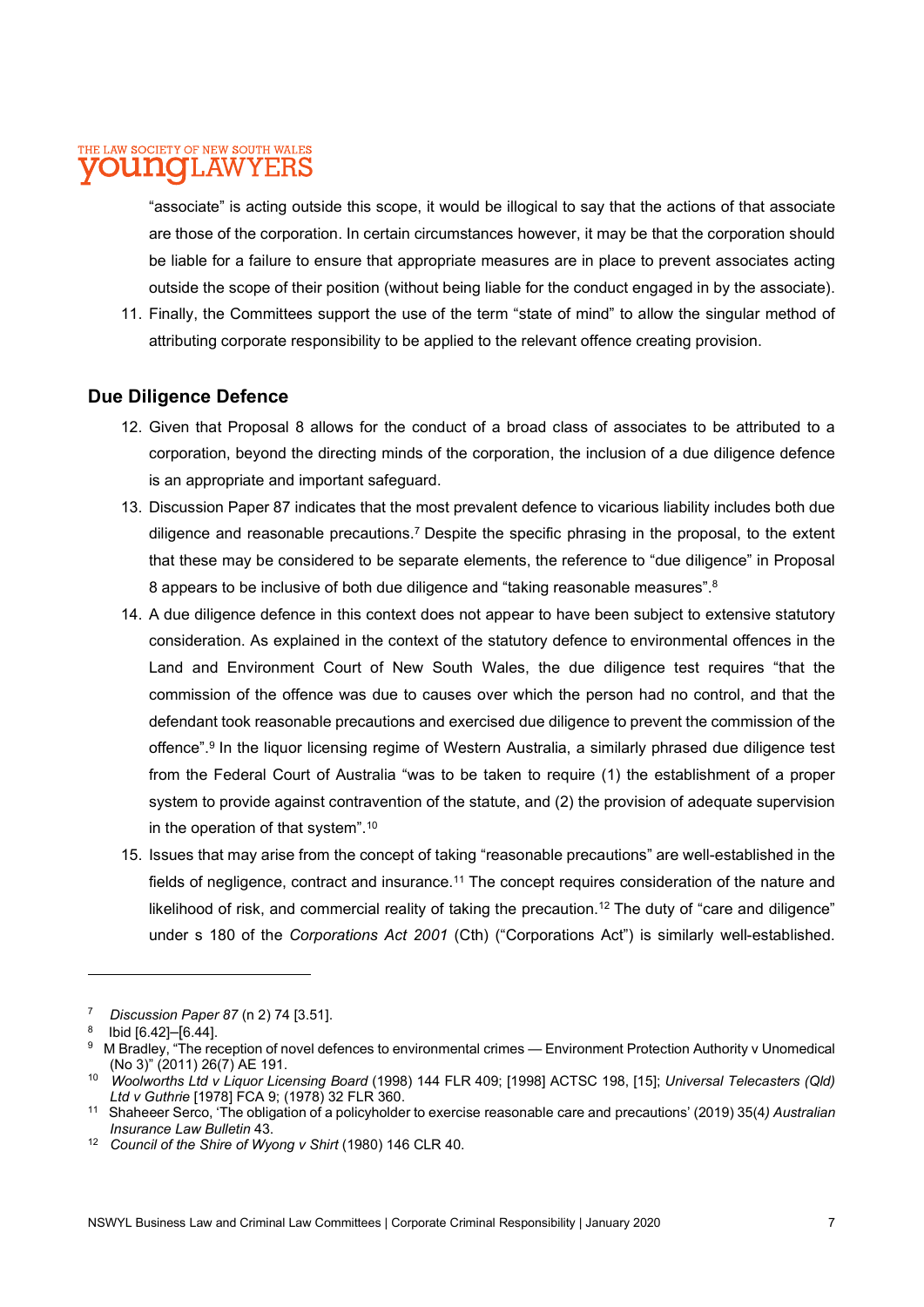"associate" is acting outside this scope, it would be illogical to say that the actions of that associate are those of the corporation. In certain circumstances however, it may be that the corporation should be liable for a failure to ensure that appropriate measures are in place to prevent associates acting outside the scope of their position (without being liable for the conduct engaged in by the associate).

11. Finally, the Committees support the use of the term "state of mind" to allow the singular method of attributing corporate responsibility to be applied to the relevant offence creating provision.

## Due Diligence Defence

12. Given that Proposal 8 allows for the conduct of a broad class of associates to be attributed to a corporation, beyond the directing minds of the corporation, the inclusion of a due diligence defence is an appropriate and important safeguard.
13. Discussion Paper 87 indicates that the most prevalent defence to vicarious liability includes both due diligence and reasonable precautions.[7] Despite the specific phrasing in the proposal, to the extent that these may be considered to be separate elements, the reference to "due diligence" in Proposal 8 appears to be inclusive of both due diligence and "taking reasonable measures".[8]
14. A due diligence defence in this context does not appear to have been subject to extensive statutory consideration. As explained in the context of the statutory defence to environmental offences in the Land and Environment Court of New South Wales, the due diligence test requires "that the commission of the offence was due to causes over which the person had no control, and that the defendant took reasonable precautions and exercised due diligence to prevent the commission of the offence".[9] In the liquor licensing regime of Western Australia, a similarly phrased due diligence test from the Federal Court of Australia "was to be taken to require (1) the establishment of a proper system to provide against contravention of the statute, and (2) the provision of adequate supervision in the operation of that system".[10]
15. Issues that may arise from the concept of taking "reasonable precautions" are well-established in the fields of negligence, contract and insurance.[11] The concept requires consideration of the nature and likelihood of risk, and commercial reality of taking the precaution.[12] The duty of "care and diligence" under s 180 of the *Corporations Act 2001* (Cth) ("Corporations Act") is similarly well-established.

---

[7] *Discussion Paper 87* (n 2) 74 [3.51].

[8] Ibid [6.42]–[6.44].

[9] M Bradley, "The reception of novel defences to environmental crimes — Environment Protection Authority v Unomedical (No 3)" (2011) 26(7) AE 191.

[10] *Woolworths Ltd v Liquor Licensing Board* (1998) 144 FLR 409; [1998] ACTSC 198, [15]; *Universal Telecasters (Qld) Ltd v Guthrie* [1978] FCA 9; (1978) 32 FLR 360.

[11] Shaheeer Serco, 'The obligation of a policyholder to exercise reasonable care and precautions' (2019) 35(4) *Australian Insurance Law Bulletin* 43.

[12] *Council of the Shire of Wyong v Shirt* (1980) 146 CLR 40.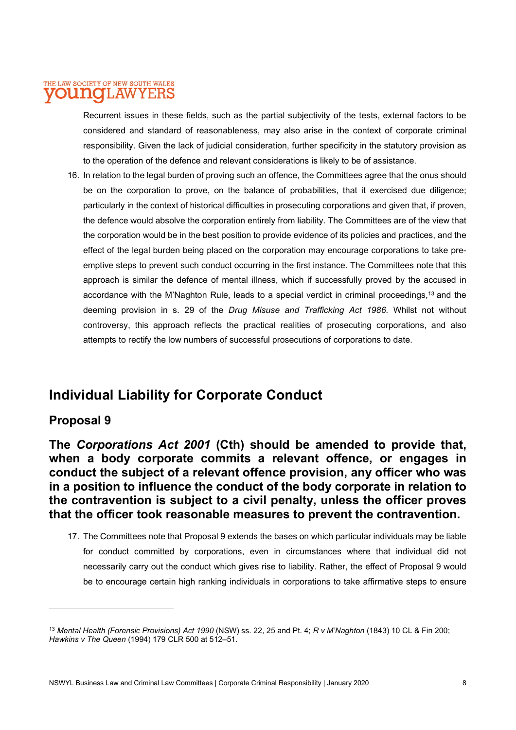Recurrent issues in these fields, such as the partial subjectivity of the tests, external factors to be considered and standard of reasonableness, may also arise in the context of corporate criminal responsibility. Given the lack of judicial consideration, further specificity in the statutory provision as to the operation of the defence and relevant considerations is likely to be of assistance.

16. In relation to the legal burden of proving such an offence, the Committees agree that the onus should be on the corporation to prove, on the balance of probabilities, that it exercised due diligence; particularly in the context of historical difficulties in prosecuting corporations and given that, if proven, the defence would absolve the corporation entirely from liability. The Committees are of the view that the corporation would be in the best position to provide evidence of its policies and practices, and the effect of the legal burden being placed on the corporation may encourage corporations to take pre-emptive steps to prevent such conduct occurring in the first instance. The Committees note that this approach is similar the defence of mental illness, which if successfully proved by the accused in accordance with the M'Naghton Rule, leads to a special verdict in criminal proceedings,[13] and the deeming provision in s. 29 of the *Drug Misuse and Trafficking Act 1986*. Whilst not without controversy, this approach reflects the practical realities of prosecuting corporations, and also attempts to rectify the low numbers of successful prosecutions of corporations to date.

## Individual Liability for Corporate Conduct

### Proposal 9

**The *Corporations Act 2001* (Cth) should be amended to provide that, when a body corporate commits a relevant offence, or engages in conduct the subject of a relevant offence provision, any officer who was in a position to influence the conduct of the body corporate in relation to the contravention is subject to a civil penalty, unless the officer proves that the officer took reasonable measures to prevent the contravention.**

17. The Committees note that Proposal 9 extends the bases on which particular individuals may be liable for conduct committed by corporations, even in circumstances where that individual did not necessarily carry out the conduct which gives rise to liability. Rather, the effect of Proposal 9 would be to encourage certain high ranking individuals in corporations to take affirmative steps to ensure

---

[13] *Mental Health (Forensic Provisions) Act 1990* (NSW) ss. 22, 25 and Pt. 4; *R v M'Naghton* (1843) 10 CL & Fin 200; *Hawkins v The Queen* (1994) 179 CLR 500 at 512–51.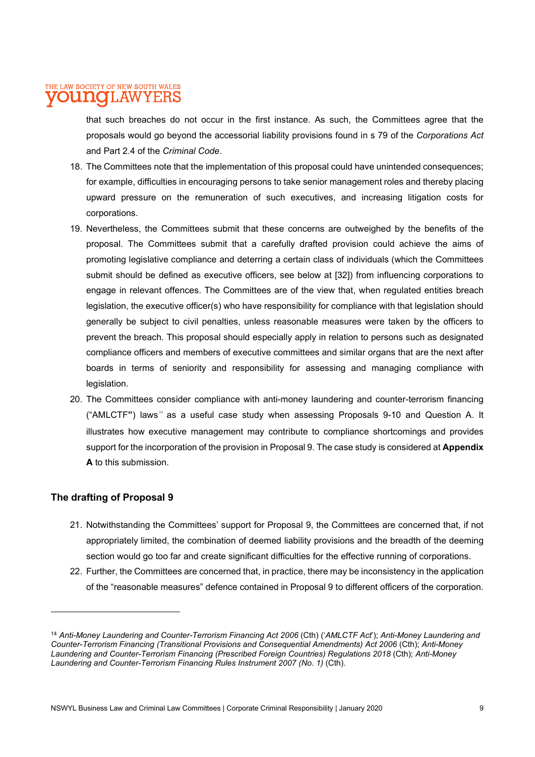that such breaches do not occur in the first instance. As such, the Committees agree that the proposals would go beyond the accessorial liability provisions found in s 79 of the *Corporations Act* and Part 2.4 of the *Criminal Code*.

18. The Committees note that the implementation of this proposal could have unintended consequences; for example, difficulties in encouraging persons to take senior management roles and thereby placing upward pressure on the remuneration of such executives, and increasing litigation costs for corporations.
19. Nevertheless, the Committees submit that these concerns are outweighed by the benefits of the proposal. The Committees submit that a carefully drafted provision could achieve the aims of promoting legislative compliance and deterring a certain class of individuals (which the Committees submit should be defined as executive officers, see below at [32]) from influencing corporations to engage in relevant offences. The Committees are of the view that, when regulated entities breach legislation, the executive officer(s) who have responsibility for compliance with that legislation should generally be subject to civil penalties, unless reasonable measures were taken by the officers to prevent the breach. This proposal should especially apply in relation to persons such as designated compliance officers and members of executive committees and similar organs that are the next after boards in terms of seniority and responsibility for assessing and managing compliance with legislation.
20. The Committees consider compliance with anti-money laundering and counter-terrorism financing ("AMLCTF") laws[14] as a useful case study when assessing Proposals 9-10 and Question A. It illustrates how executive management may contribute to compliance shortcomings and provides support for the incorporation of the provision in Proposal 9. The case study is considered at **Appendix A** to this submission.

### The drafting of Proposal 9

21. Notwithstanding the Committees' support for Proposal 9, the Committees are concerned that, if not appropriately limited, the combination of deemed liability provisions and the breadth of the deeming section would go too far and create significant difficulties for the effective running of corporations.
22. Further, the Committees are concerned that, in practice, there may be inconsistency in the application of the "reasonable measures" defence contained in Proposal 9 to different officers of the corporation.

---

[14] *Anti-Money Laundering and Counter-Terrorism Financing Act 2006* (Cth) ('*AMLCTF Act*'); *Anti-Money Laundering and Counter-Terrorism Financing (Transitional Provisions and Consequential Amendments) Act 2006* (Cth); *Anti-Money Laundering and Counter-Terrorism Financing (Prescribed Foreign Countries) Regulations 2018* (Cth); *Anti-Money Laundering and Counter-Terrorism Financing Rules Instrument 2007 (No. 1)* (Cth).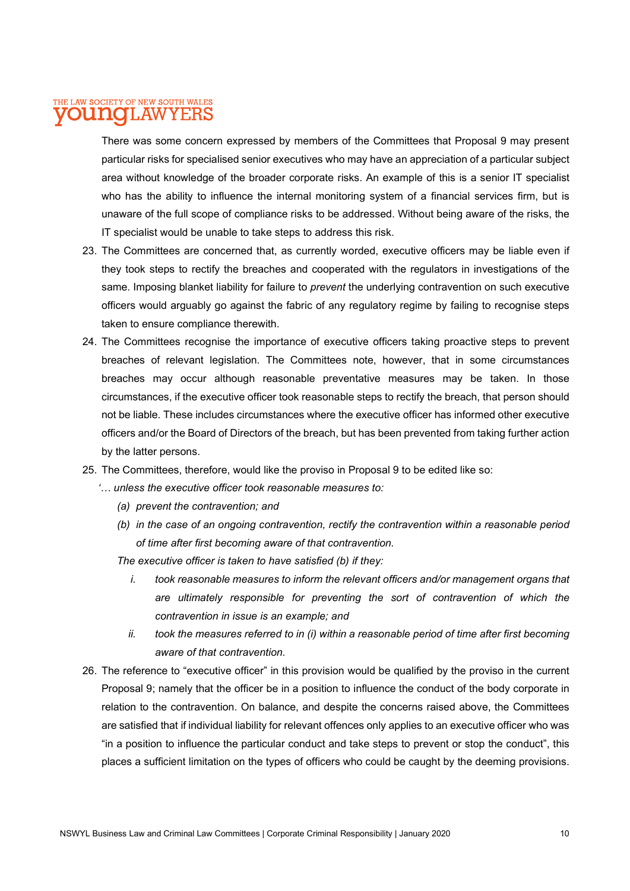There was some concern expressed by members of the Committees that Proposal 9 may present particular risks for specialised senior executives who may have an appreciation of a particular subject area without knowledge of the broader corporate risks. An example of this is a senior IT specialist who has the ability to influence the internal monitoring system of a financial services firm, but is unaware of the full scope of compliance risks to be addressed. Without being aware of the risks, the IT specialist would be unable to take steps to address this risk.

23. The Committees are concerned that, as currently worded, executive officers may be liable even if they took steps to rectify the breaches and cooperated with the regulators in investigations of the same. Imposing blanket liability for failure to *prevent* the underlying contravention on such executive officers would arguably go against the fabric of any regulatory regime by failing to recognise steps taken to ensure compliance therewith.
24. The Committees recognise the importance of executive officers taking proactive steps to prevent breaches of relevant legislation. The Committees note, however, that in some circumstances breaches may occur although reasonable preventative measures may be taken. In those circumstances, if the executive officer took reasonable steps to rectify the breach, that person should not be liable. These includes circumstances where the executive officer has informed other executive officers and/or the Board of Directors of the breach, but has been prevented from taking further action by the latter persons.
25. The Committees, therefore, would like the proviso in Proposal 9 to be edited like so:

*'… unless the executive officer took reasonable measures to:*

*(a) prevent the contravention; and*

*(b) in the case of an ongoing contravention, rectify the contravention within a reasonable period of time after first becoming aware of that contravention.*

*The executive officer is taken to have satisfied (b) if they:*

*i. took reasonable measures to inform the relevant officers and/or management organs that are ultimately responsible for preventing the sort of contravention of which the contravention in issue is an example; and*

*ii. took the measures referred to in (i) within a reasonable period of time after first becoming aware of that contravention.*

26. The reference to "executive officer" in this provision would be qualified by the proviso in the current Proposal 9; namely that the officer be in a position to influence the conduct of the body corporate in relation to the contravention. On balance, and despite the concerns raised above, the Committees are satisfied that if individual liability for relevant offences only applies to an executive officer who was "in a position to influence the particular conduct and take steps to prevent or stop the conduct", this places a sufficient limitation on the types of officers who could be caught by the deeming provisions.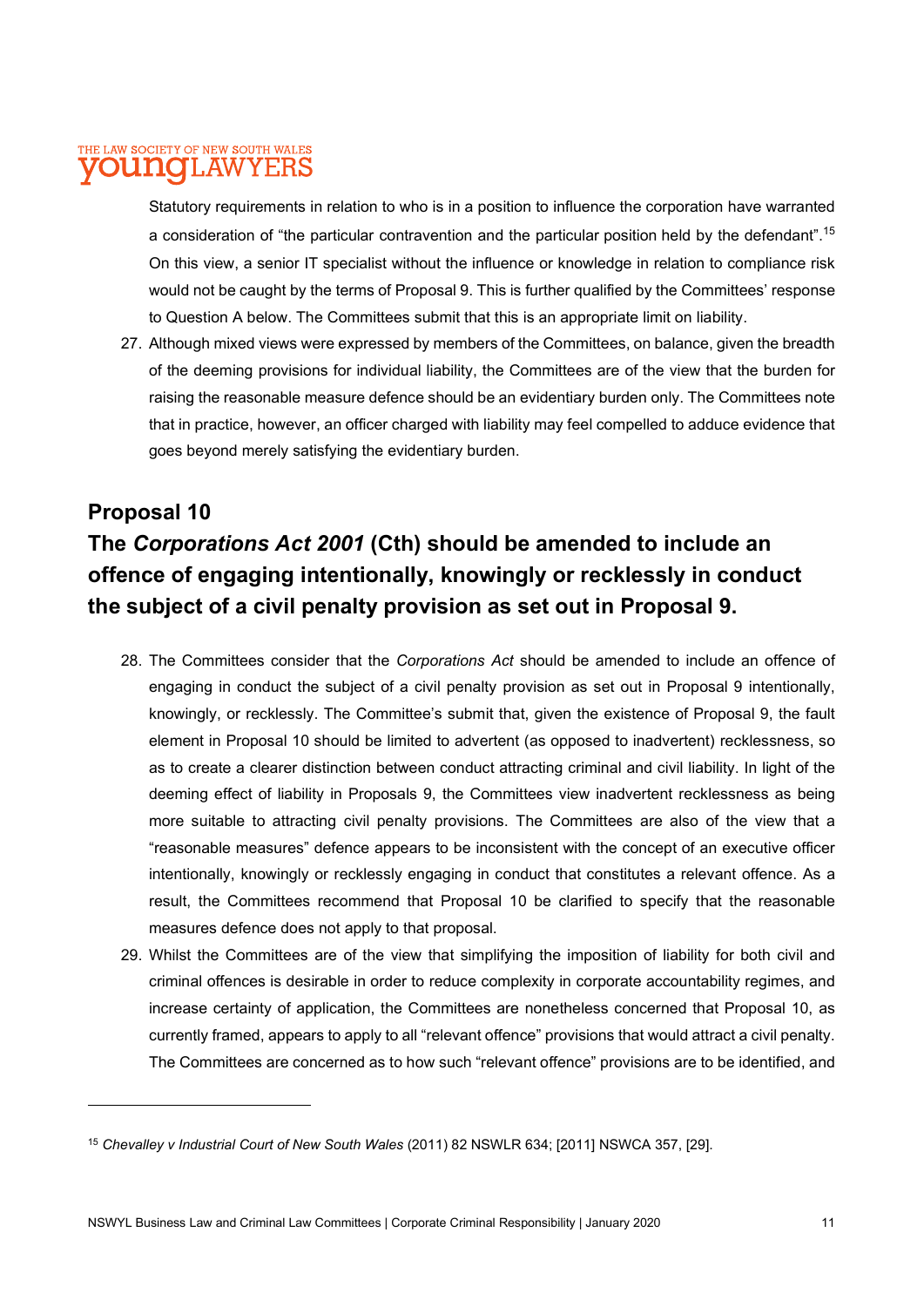Statutory requirements in relation to who is in a position to influence the corporation have warranted a consideration of "the particular contravention and the particular position held by the defendant".[15] On this view, a senior IT specialist without the influence or knowledge in relation to compliance risk would not be caught by the terms of Proposal 9. This is further qualified by the Committees' response to Question A below. The Committees submit that this is an appropriate limit on liability.

27. Although mixed views were expressed by members of the Committees, on balance, given the breadth of the deeming provisions for individual liability, the Committees are of the view that the burden for raising the reasonable measure defence should be an evidentiary burden only. The Committees note that in practice, however, an officer charged with liability may feel compelled to adduce evidence that goes beyond merely satisfying the evidentiary burden.

## Proposal 10

## The *Corporations Act 2001* (Cth) should be amended to include an offence of engaging intentionally, knowingly or recklessly in conduct the subject of a civil penalty provision as set out in Proposal 9.

28. The Committees consider that the *Corporations Act* should be amended to include an offence of engaging in conduct the subject of a civil penalty provision as set out in Proposal 9 intentionally, knowingly, or recklessly. The Committee's submit that, given the existence of Proposal 9, the fault element in Proposal 10 should be limited to advertent (as opposed to inadvertent) recklessness, so as to create a clearer distinction between conduct attracting criminal and civil liability. In light of the deeming effect of liability in Proposals 9, the Committees view inadvertent recklessness as being more suitable to attracting civil penalty provisions. The Committees are also of the view that a "reasonable measures" defence appears to be inconsistent with the concept of an executive officer intentionally, knowingly or recklessly engaging in conduct that constitutes a relevant offence. As a result, the Committees recommend that Proposal 10 be clarified to specify that the reasonable measures defence does not apply to that proposal.

29. Whilst the Committees are of the view that simplifying the imposition of liability for both civil and criminal offences is desirable in order to reduce complexity in corporate accountability regimes, and increase certainty of application, the Committees are nonetheless concerned that Proposal 10, as currently framed, appears to apply to all "relevant offence" provisions that would attract a civil penalty. The Committees are concerned as to how such "relevant offence" provisions are to be identified, and

---

[15] *Chevalley v Industrial Court of New South Wales* (2011) 82 NSWLR 634; [2011] NSWCA 357, [29].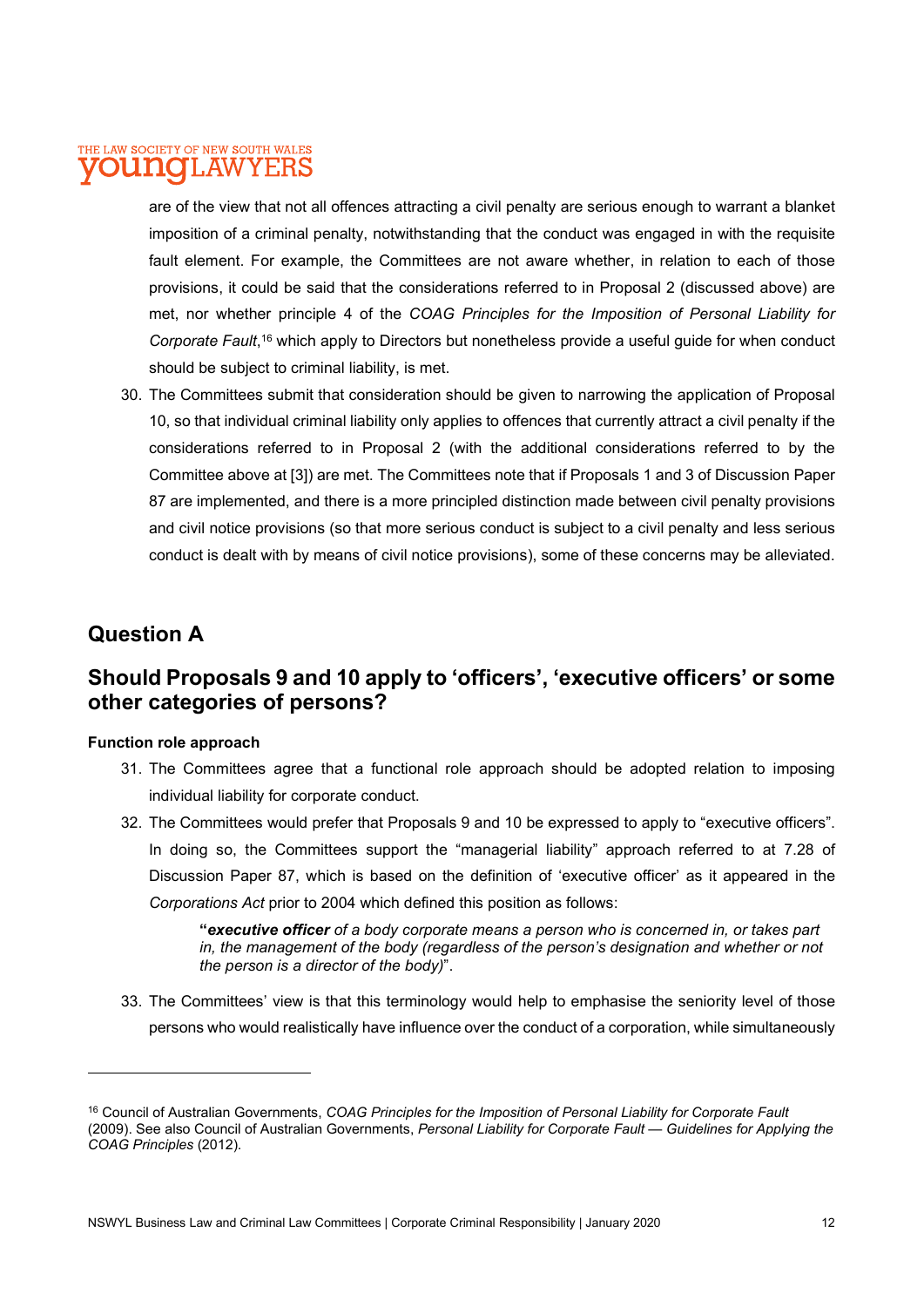are of the view that not all offences attracting a civil penalty are serious enough to warrant a blanket imposition of a criminal penalty, notwithstanding that the conduct was engaged in with the requisite fault element. For example, the Committees are not aware whether, in relation to each of those provisions, it could be said that the considerations referred to in Proposal 2 (discussed above) are met, nor whether principle 4 of the *COAG Principles for the Imposition of Personal Liability for Corporate Fault*,[16] which apply to Directors but nonetheless provide a useful guide for when conduct should be subject to criminal liability, is met.

30. The Committees submit that consideration should be given to narrowing the application of Proposal 10, so that individual criminal liability only applies to offences that currently attract a civil penalty if the considerations referred to in Proposal 2 (with the additional considerations referred to by the Committee above at [3]) are met. The Committees note that if Proposals 1 and 3 of Discussion Paper 87 are implemented, and there is a more principled distinction made between civil penalty provisions and civil notice provisions (so that more serious conduct is subject to a civil penalty and less serious conduct is dealt with by means of civil notice provisions), some of these concerns may be alleviated.

## Question A

## Should Proposals 9 and 10 apply to 'officers', 'executive officers' or some other categories of persons?

**Function role approach**

31. The Committees agree that a functional role approach should be adopted relation to imposing individual liability for corporate conduct.
32. The Committees would prefer that Proposals 9 and 10 be expressed to apply to "executive officers". In doing so, the Committees support the "managerial liability" approach referred to at 7.28 of Discussion Paper 87, which is based on the definition of 'executive officer' as it appeared in the *Corporations Act* prior to 2004 which defined this position as follows:

   > **"*executive officer*** *of a body corporate means a person who is concerned in, or takes part in, the management of the body (regardless of the person's designation and whether or not the person is a director of the body)*".

33. The Committees' view is that this terminology would help to emphasise the seniority level of those persons who would realistically have influence over the conduct of a corporation, while simultaneously

---

[16] Council of Australian Governments, *COAG Principles for the Imposition of Personal Liability for Corporate Fault* (2009). See also Council of Australian Governments, *Personal Liability for Corporate Fault — Guidelines for Applying the COAG Principles* (2012).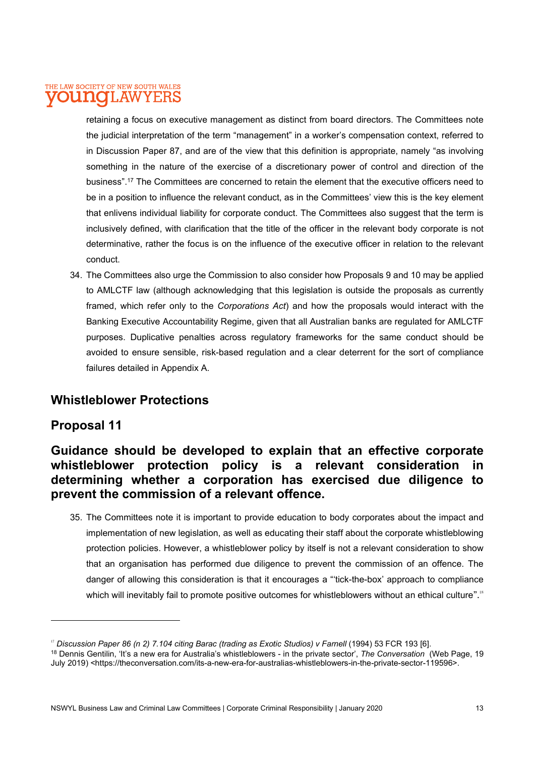retaining a focus on executive management as distinct from board directors. The Committees note the judicial interpretation of the term "management" in a worker's compensation context, referred to in Discussion Paper 87, and are of the view that this definition is appropriate, namely "as involving something in the nature of the exercise of a discretionary power of control and direction of the business".[17] The Committees are concerned to retain the element that the executive officers need to be in a position to influence the relevant conduct, as in the Committees' view this is the key element that enlivens individual liability for corporate conduct. The Committees also suggest that the term is inclusively defined, with clarification that the title of the officer in the relevant body corporate is not determinative, rather the focus is on the influence of the executive officer in relation to the relevant conduct.

34. The Committees also urge the Commission to also consider how Proposals 9 and 10 may be applied to AMLCTF law (although acknowledging that this legislation is outside the proposals as currently framed, which refer only to the *Corporations Act*) and how the proposals would interact with the Banking Executive Accountability Regime, given that all Australian banks are regulated for AMLCTF purposes. Duplicative penalties across regulatory frameworks for the same conduct should be avoided to ensure sensible, risk-based regulation and a clear deterrent for the sort of compliance failures detailed in Appendix A.

## Whistleblower Protections

## Proposal 11

### Guidance should be developed to explain that an effective corporate whistleblower protection policy is a relevant consideration in determining whether a corporation has exercised due diligence to prevent the commission of a relevant offence.

35. The Committees note it is important to provide education to body corporates about the impact and implementation of new legislation, as well as educating their staff about the corporate whistleblowing protection policies. However, a whistleblower policy by itself is not a relevant consideration to show that an organisation has performed due diligence to prevent the commission of an offence. The danger of allowing this consideration is that it encourages a "'tick-the-box' approach to compliance which will inevitably fail to promote positive outcomes for whistleblowers without an ethical culture".[18]

---

[17] *Discussion Paper 86 (n 2) 7.104 citing Barac (trading as Exotic Studios) v Farnell* (1994) 53 FCR 193 [6].

[18] Dennis Gentilin, 'It's a new era for Australia's whistleblowers - in the private sector', *The Conversation* (Web Page, 19 July 2019) <https://theconversation.com/its-a-new-era-for-australias-whistleblowers-in-the-private-sector-119596>.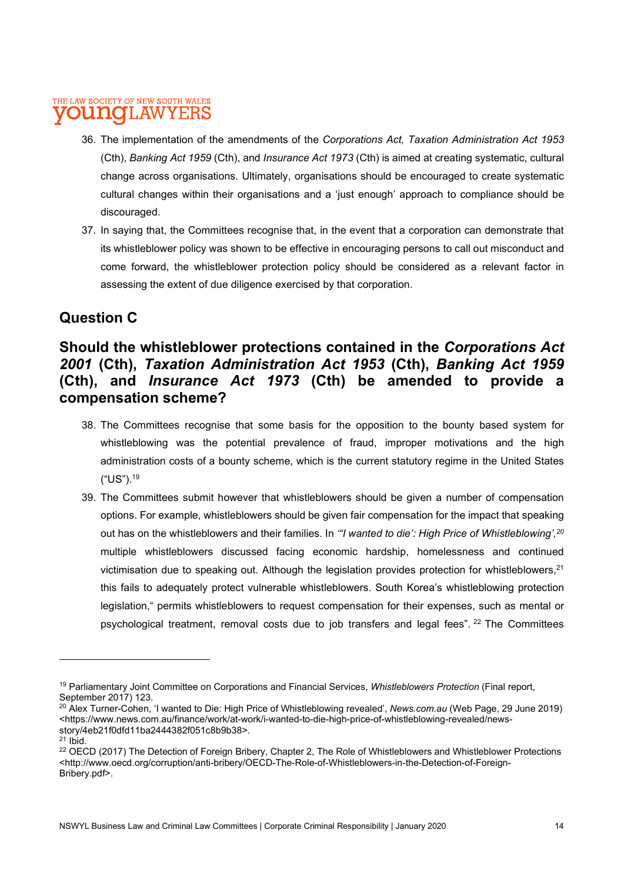36. The implementation of the amendments of the *Corporations Act, Taxation Administration Act 1953* (Cth), *Banking Act 1959* (Cth), and *Insurance Act 1973* (Cth) is aimed at creating systematic, cultural change across organisations. Ultimately, organisations should be encouraged to create systematic cultural changes within their organisations and a 'just enough' approach to compliance should be discouraged.
37. In saying that, the Committees recognise that, in the event that a corporation can demonstrate that its whistleblower policy was shown to be effective in encouraging persons to call out misconduct and come forward, the whistleblower protection policy should be considered as a relevant factor in assessing the extent of due diligence exercised by that corporation.

## Question C

## Should the whistleblower protections contained in the *Corporations Act 2001* (Cth), *Taxation Administration Act 1953* (Cth), *Banking Act 1959* (Cth), and *Insurance Act 1973* (Cth) be amended to provide a compensation scheme?

38. The Committees recognise that some basis for the opposition to the bounty based system for whistleblowing was the potential prevalence of fraud, improper motivations and the high administration costs of a bounty scheme, which is the current statutory regime in the United States ("US").[19]
39. The Committees submit however that whistleblowers should be given a number of compensation options. For example, whistleblowers should be given fair compensation for the impact that speaking out has on the whistleblowers and their families. In *"'I wanted to die': High Price of Whistleblowing',*[20] multiple whistleblowers discussed facing economic hardship, homelessness and continued victimisation due to speaking out. Although the legislation provides protection for whistleblowers,[21] this fails to adequately protect vulnerable whistleblowers. South Korea's whistleblowing protection legislation," permits whistleblowers to request compensation for their expenses, such as mental or psychological treatment, removal costs due to job transfers and legal fees". [22] The Committees

---

[19] Parliamentary Joint Committee on Corporations and Financial Services, *Whistleblowers Protection* (Final report, September 2017) 123.

[20] Alex Turner-Cohen, 'I wanted to Die: High Price of Whistleblowing revealed', *News.com.au* (Web Page, 29 June 2019) <https://www.news.com.au/finance/work/at-work/i-wanted-to-die-high-price-of-whistleblowing-revealed/news-story/4eb21f0dfd11ba2444382f051c8b9b38>.

[21] Ibid.

[22] OECD (2017) The Detection of Foreign Bribery, Chapter 2, The Role of Whistleblowers and Whistleblower Protections <http://www.oecd.org/corruption/anti-bribery/OECD-The-Role-of-Whistleblowers-in-the-Detection-of-Foreign-Bribery.pdf>.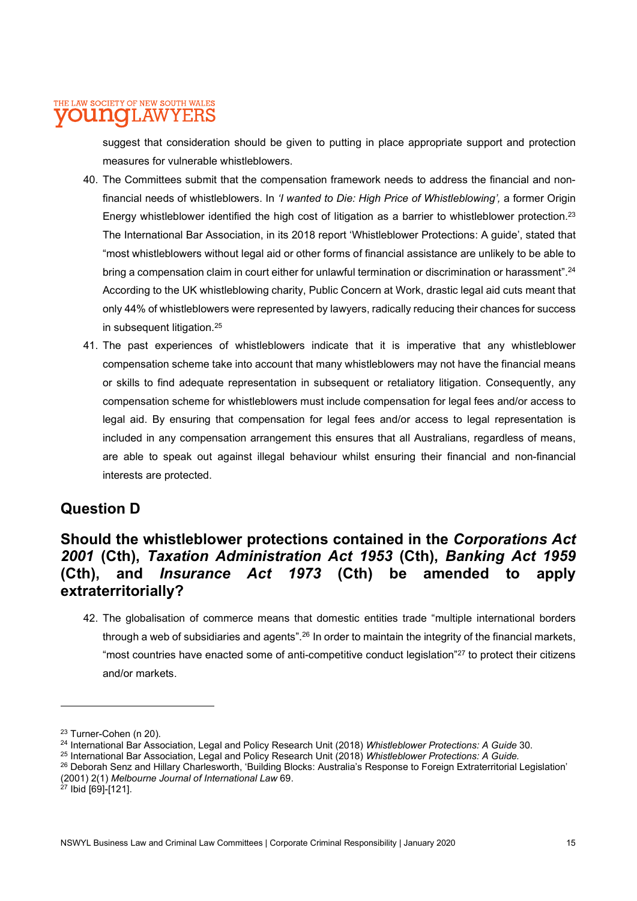suggest that consideration should be given to putting in place appropriate support and protection measures for vulnerable whistleblowers.

40. The Committees submit that the compensation framework needs to address the financial and non-financial needs of whistleblowers. In *'I wanted to Die: High Price of Whistleblowing',* a former Origin Energy whistleblower identified the high cost of litigation as a barrier to whistleblower protection.[23] The International Bar Association, in its 2018 report 'Whistleblower Protections: A guide', stated that "most whistleblowers without legal aid or other forms of financial assistance are unlikely to be able to bring a compensation claim in court either for unlawful termination or discrimination or harassment".[24] According to the UK whistleblowing charity, Public Concern at Work, drastic legal aid cuts meant that only 44% of whistleblowers were represented by lawyers, radically reducing their chances for success in subsequent litigation.[25]

41. The past experiences of whistleblowers indicate that it is imperative that any whistleblower compensation scheme take into account that many whistleblowers may not have the financial means or skills to find adequate representation in subsequent or retaliatory litigation. Consequently, any compensation scheme for whistleblowers must include compensation for legal fees and/or access to legal aid. By ensuring that compensation for legal fees and/or access to legal representation is included in any compensation arrangement this ensures that all Australians, regardless of means, are able to speak out against illegal behaviour whilst ensuring their financial and non-financial interests are protected.

## Question D

## Should the whistleblower protections contained in the *Corporations Act 2001* (Cth), *Taxation Administration Act 1953* (Cth), *Banking Act 1959* (Cth), and *Insurance Act 1973* (Cth) be amended to apply extraterritorially?

42. The globalisation of commerce means that domestic entities trade "multiple international borders through a web of subsidiaries and agents".[26] In order to maintain the integrity of the financial markets, "most countries have enacted some of anti-competitive conduct legislation"[27] to protect their citizens and/or markets.

---

[23] Turner-Cohen (n 20).

[24] International Bar Association, Legal and Policy Research Unit (2018) *Whistleblower Protections: A Guide* 30.

[25] International Bar Association, Legal and Policy Research Unit (2018) *Whistleblower Protections: A Guide.*

[26] Deborah Senz and Hillary Charlesworth, 'Building Blocks: Australia's Response to Foreign Extraterritorial Legislation' (2001) 2(1) *Melbourne Journal of International Law* 69.

[27] Ibid [69]-[121].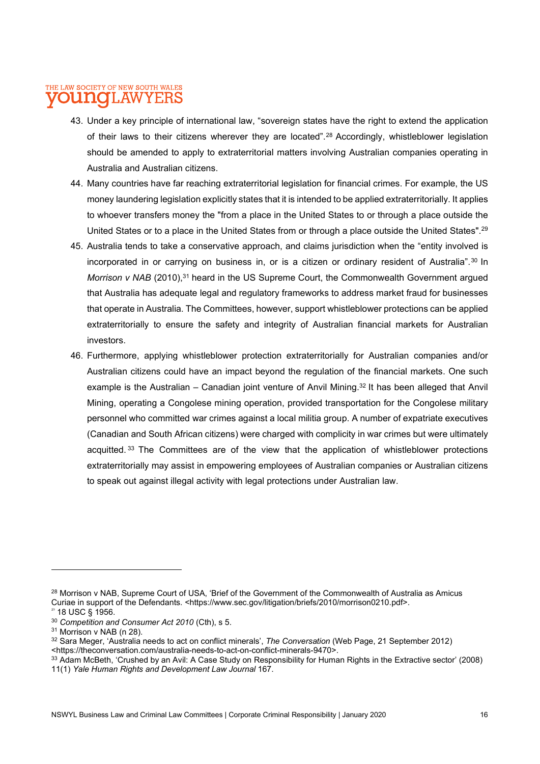43. Under a key principle of international law, "sovereign states have the right to extend the application of their laws to their citizens wherever they are located".[28] Accordingly, whistleblower legislation should be amended to apply to extraterritorial matters involving Australian companies operating in Australia and Australian citizens.
44. Many countries have far reaching extraterritorial legislation for financial crimes. For example, the US money laundering legislation explicitly states that it is intended to be applied extraterritorially. It applies to whoever transfers money the "from a place in the United States to or through a place outside the United States or to a place in the United States from or through a place outside the United States".[29]
45. Australia tends to take a conservative approach, and claims jurisdiction when the "entity involved is incorporated in or carrying on business in, or is a citizen or ordinary resident of Australia".[30] In *Morrison v NAB* (2010),[31] heard in the US Supreme Court, the Commonwealth Government argued that Australia has adequate legal and regulatory frameworks to address market fraud for businesses that operate in Australia. The Committees, however, support whistleblower protections can be applied extraterritorially to ensure the safety and integrity of Australian financial markets for Australian investors.
46. Furthermore, applying whistleblower protection extraterritorially for Australian companies and/or Australian citizens could have an impact beyond the regulation of the financial markets. One such example is the Australian – Canadian joint venture of Anvil Mining.[32] It has been alleged that Anvil Mining, operating a Congolese mining operation, provided transportation for the Congolese military personnel who committed war crimes against a local militia group. A number of expatriate executives (Canadian and South African citizens) were charged with complicity in war crimes but were ultimately acquitted.[33] The Committees are of the view that the application of whistleblower protections extraterritorially may assist in empowering employees of Australian companies or Australian citizens to speak out against illegal activity with legal protections under Australian law.

---

[28] Morrison v NAB, Supreme Court of USA, 'Brief of the Government of the Commonwealth of Australia as Amicus Curiae in support of the Defendants. <https://www.sec.gov/litigation/briefs/2010/morrison0210.pdf>.

[29] 18 USC § 1956.

[30] *Competition and Consumer Act 2010* (Cth), s 5.

[31] Morrison v NAB (n 28).

[32] Sara Meger, 'Australia needs to act on conflict minerals', *The Conversation* (Web Page, 21 September 2012) <https://theconversation.com/australia-needs-to-act-on-conflict-minerals-9470>.

[33] Adam McBeth, 'Crushed by an Avil: A Case Study on Responsibility for Human Rights in the Extractive sector' (2008) 11(1) *Yale Human Rights and Development Law Journal* 167.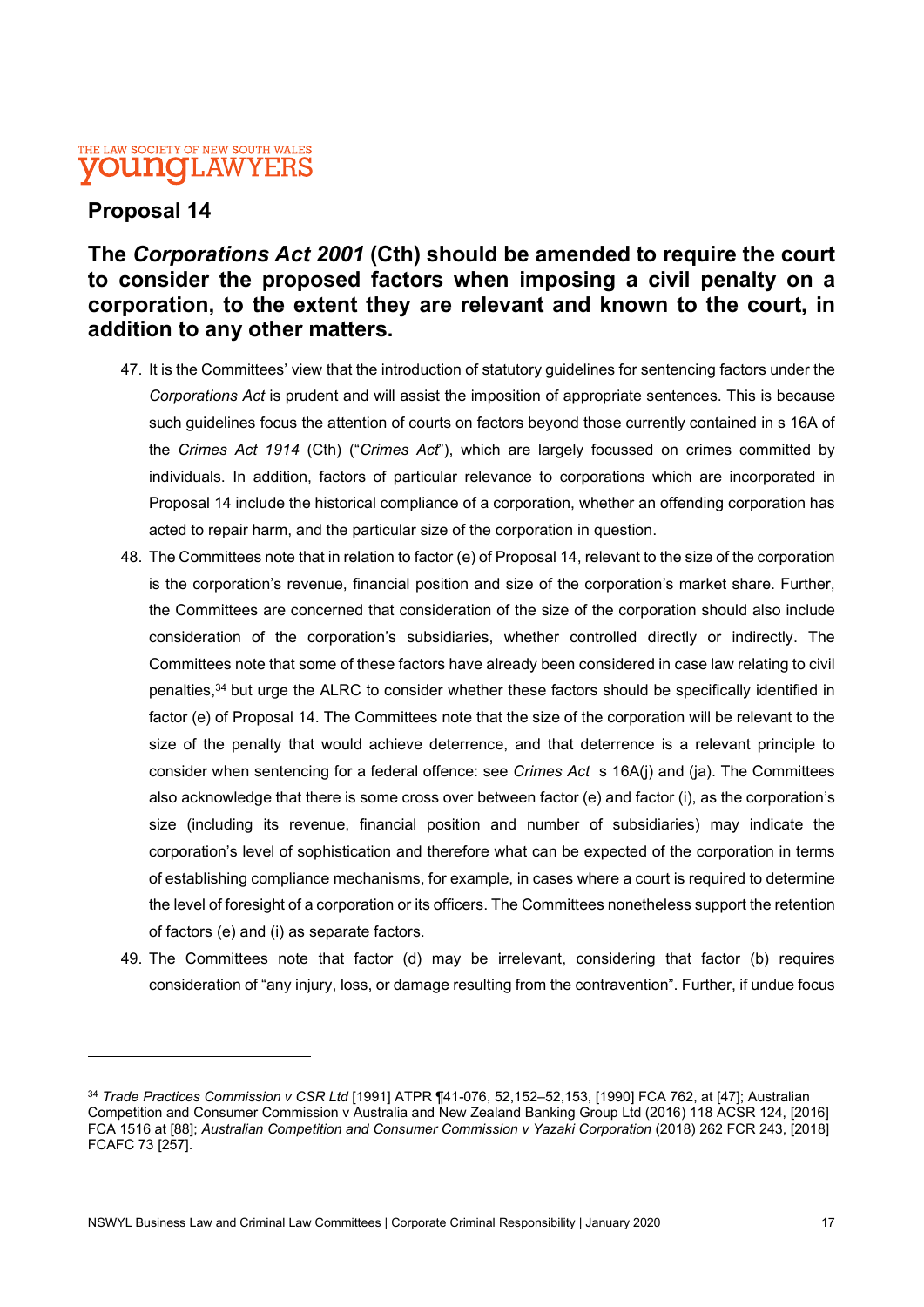## Proposal 14

### The *Corporations Act 2001* (Cth) should be amended to require the court to consider the proposed factors when imposing a civil penalty on a corporation, to the extent they are relevant and known to the court, in addition to any other matters.

47. It is the Committees' view that the introduction of statutory guidelines for sentencing factors under the *Corporations Act* is prudent and will assist the imposition of appropriate sentences. This is because such guidelines focus the attention of courts on factors beyond those currently contained in s 16A of the *Crimes Act 1914* (Cth) ("*Crimes Act*"), which are largely focussed on crimes committed by individuals. In addition, factors of particular relevance to corporations which are incorporated in Proposal 14 include the historical compliance of a corporation, whether an offending corporation has acted to repair harm, and the particular size of the corporation in question.
48. The Committees note that in relation to factor (e) of Proposal 14, relevant to the size of the corporation is the corporation's revenue, financial position and size of the corporation's market share. Further, the Committees are concerned that consideration of the size of the corporation should also include consideration of the corporation's subsidiaries, whether controlled directly or indirectly. The Committees note that some of these factors have already been considered in case law relating to civil penalties,[34] but urge the ALRC to consider whether these factors should be specifically identified in factor (e) of Proposal 14. The Committees note that the size of the corporation will be relevant to the size of the penalty that would achieve deterrence, and that deterrence is a relevant principle to consider when sentencing for a federal offence: see *Crimes Act* s 16A(j) and (ja). The Committees also acknowledge that there is some cross over between factor (e) and factor (i), as the corporation's size (including its revenue, financial position and number of subsidiaries) may indicate the corporation's level of sophistication and therefore what can be expected of the corporation in terms of establishing compliance mechanisms, for example, in cases where a court is required to determine the level of foresight of a corporation or its officers. The Committees nonetheless support the retention of factors (e) and (i) as separate factors.
49. The Committees note that factor (d) may be irrelevant, considering that factor (b) requires consideration of "any injury, loss, or damage resulting from the contravention". Further, if undue focus

---

[34] *Trade Practices Commission v CSR Ltd* [1991] ATPR ¶41-076, 52,152–52,153, [1990] FCA 762, at [47]; Australian Competition and Consumer Commission v Australia and New Zealand Banking Group Ltd (2016) 118 ACSR 124, [2016] FCA 1516 at [88]; *Australian Competition and Consumer Commission v Yazaki Corporation* (2018) 262 FCR 243, [2018] FCAFC 73 [257].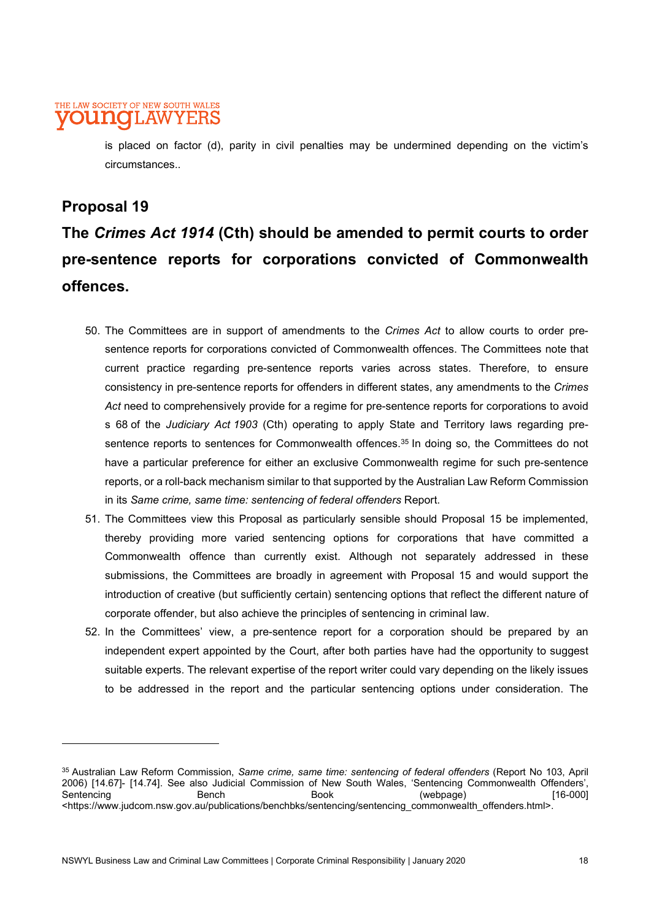is placed on factor (d), parity in civil penalties may be undermined depending on the victim's circumstances..

## Proposal 19

## The *Crimes Act 1914* (Cth) should be amended to permit courts to order pre-sentence reports for corporations convicted of Commonwealth offences.

50. The Committees are in support of amendments to the *Crimes Act* to allow courts to order pre-sentence reports for corporations convicted of Commonwealth offences. The Committees note that current practice regarding pre-sentence reports varies across states. Therefore, to ensure consistency in pre-sentence reports for offenders in different states, any amendments to the *Crimes Act* need to comprehensively provide for a regime for pre-sentence reports for corporations to avoid s 68 of the *Judiciary Act 1903* (Cth) operating to apply State and Territory laws regarding pre-sentence reports to sentences for Commonwealth offences.[35] In doing so, the Committees do not have a particular preference for either an exclusive Commonwealth regime for such pre-sentence reports, or a roll-back mechanism similar to that supported by the Australian Law Reform Commission in its *Same crime, same time: sentencing of federal offenders* Report.
51. The Committees view this Proposal as particularly sensible should Proposal 15 be implemented, thereby providing more varied sentencing options for corporations that have committed a Commonwealth offence than currently exist. Although not separately addressed in these submissions, the Committees are broadly in agreement with Proposal 15 and would support the introduction of creative (but sufficiently certain) sentencing options that reflect the different nature of corporate offender, but also achieve the principles of sentencing in criminal law.
52. In the Committees' view, a pre-sentence report for a corporation should be prepared by an independent expert appointed by the Court, after both parties have had the opportunity to suggest suitable experts. The relevant expertise of the report writer could vary depending on the likely issues to be addressed in the report and the particular sentencing options under consideration. The

---

[35] Australian Law Reform Commission, *Same crime, same time: sentencing of federal offenders* (Report No 103, April 2006) [14.67]- [14.74]. See also Judicial Commission of New South Wales, 'Sentencing Commonwealth Offenders', Sentencing Bench Book (webpage) [16-000] <https://www.judcom.nsw.gov.au/publications/benchbks/sentencing/sentencing_commonwealth_offenders.html>.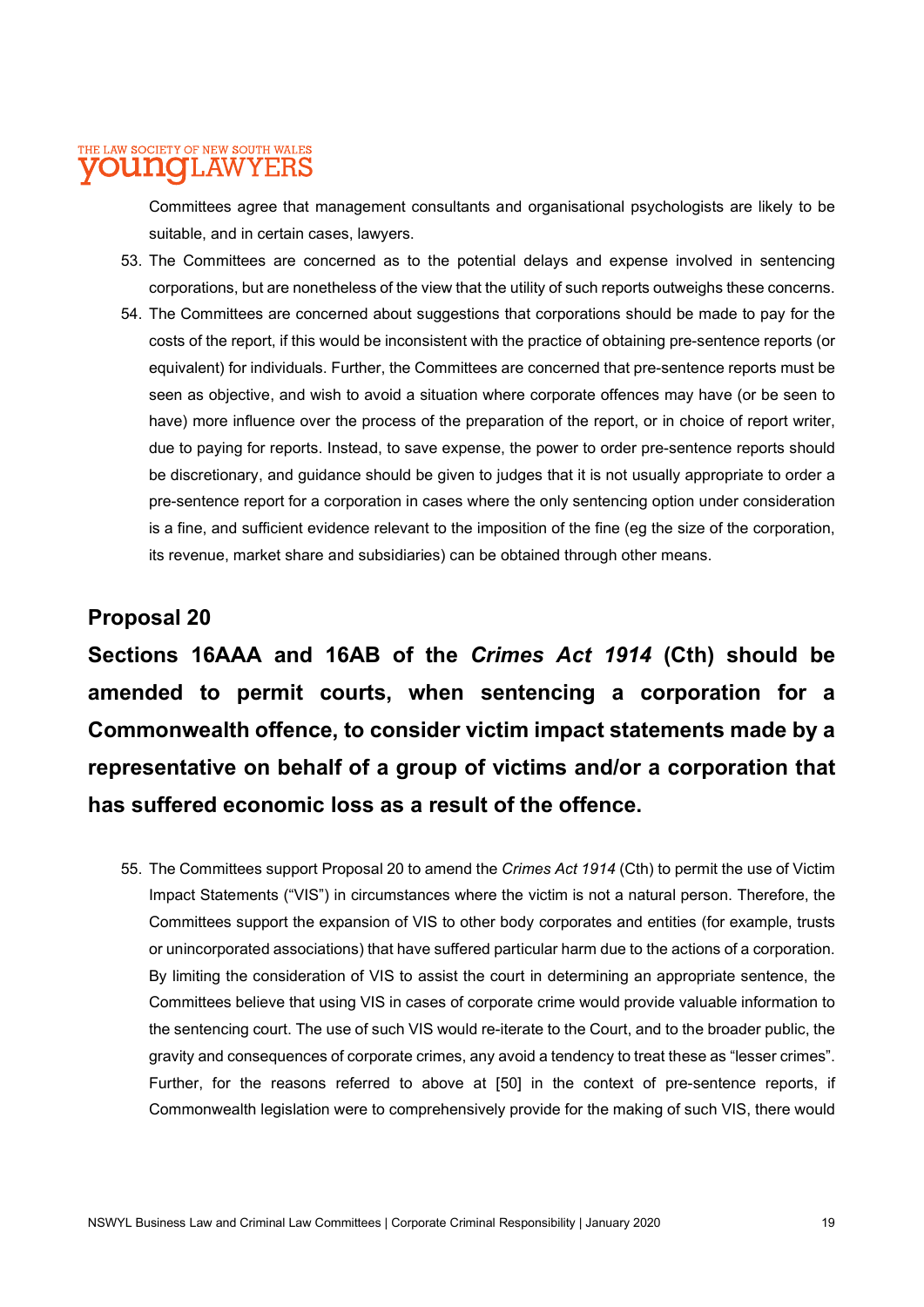Committees agree that management consultants and organisational psychologists are likely to be suitable, and in certain cases, lawyers.

53. The Committees are concerned as to the potential delays and expense involved in sentencing corporations, but are nonetheless of the view that the utility of such reports outweighs these concerns.

54. The Committees are concerned about suggestions that corporations should be made to pay for the costs of the report, if this would be inconsistent with the practice of obtaining pre-sentence reports (or equivalent) for individuals. Further, the Committees are concerned that pre-sentence reports must be seen as objective, and wish to avoid a situation where corporate offences may have (or be seen to have) more influence over the process of the preparation of the report, or in choice of report writer, due to paying for reports. Instead, to save expense, the power to order pre-sentence reports should be discretionary, and guidance should be given to judges that it is not usually appropriate to order a pre-sentence report for a corporation in cases where the only sentencing option under consideration is a fine, and sufficient evidence relevant to the imposition of the fine (eg the size of the corporation, its revenue, market share and subsidiaries) can be obtained through other means.

## Proposal 20

**Sections 16AAA and 16AB of the *Crimes Act 1914* (Cth) should be amended to permit courts, when sentencing a corporation for a Commonwealth offence, to consider victim impact statements made by a representative on behalf of a group of victims and/or a corporation that has suffered economic loss as a result of the offence.**

55. The Committees support Proposal 20 to amend the *Crimes Act 1914* (Cth) to permit the use of Victim Impact Statements ("VIS") in circumstances where the victim is not a natural person. Therefore, the Committees support the expansion of VIS to other body corporates and entities (for example, trusts or unincorporated associations) that have suffered particular harm due to the actions of a corporation. By limiting the consideration of VIS to assist the court in determining an appropriate sentence, the Committees believe that using VIS in cases of corporate crime would provide valuable information to the sentencing court. The use of such VIS would re-iterate to the Court, and to the broader public, the gravity and consequences of corporate crimes, any avoid a tendency to treat these as "lesser crimes". Further, for the reasons referred to above at [50] in the context of pre-sentence reports, if Commonwealth legislation were to comprehensively provide for the making of such VIS, there would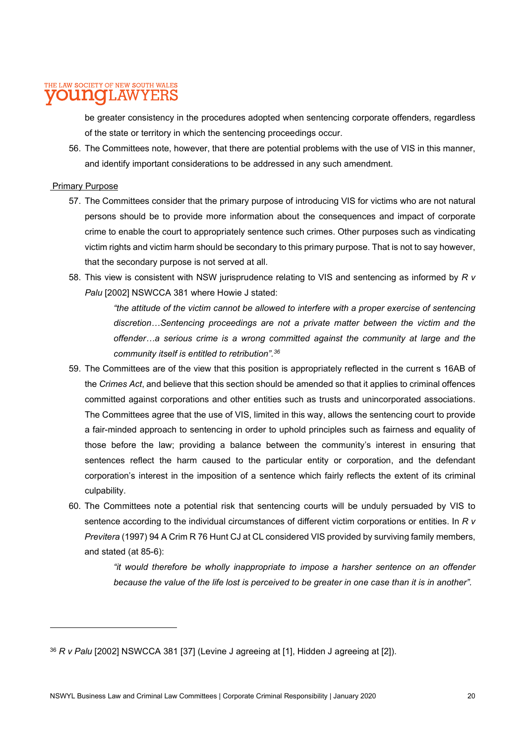be greater consistency in the procedures adopted when sentencing corporate offenders, regardless of the state or territory in which the sentencing proceedings occur.

56. The Committees note, however, that there are potential problems with the use of VIS in this manner, and identify important considerations to be addressed in any such amendment.

Primary Purpose

57. The Committees consider that the primary purpose of introducing VIS for victims who are not natural persons should be to provide more information about the consequences and impact of corporate crime to enable the court to appropriately sentence such crimes. Other purposes such as vindicating victim rights and victim harm should be secondary to this primary purpose. That is not to say however, that the secondary purpose is not served at all.

58. This view is consistent with NSW jurisprudence relating to VIS and sentencing as informed by *R v Palu* [2002] NSWCCA 381 where Howie J stated:

    > *"the attitude of the victim cannot be allowed to interfere with a proper exercise of sentencing discretion…Sentencing proceedings are not a private matter between the victim and the offender…a serious crime is a wrong committed against the community at large and the community itself is entitled to retribution".*[36]

59. The Committees are of the view that this position is appropriately reflected in the current s 16AB of the *Crimes Act*, and believe that this section should be amended so that it applies to criminal offences committed against corporations and other entities such as trusts and unincorporated associations. The Committees agree that the use of VIS, limited in this way, allows the sentencing court to provide a fair-minded approach to sentencing in order to uphold principles such as fairness and equality of those before the law; providing a balance between the community's interest in ensuring that sentences reflect the harm caused to the particular entity or corporation, and the defendant corporation's interest in the imposition of a sentence which fairly reflects the extent of its criminal culpability.

60. The Committees note a potential risk that sentencing courts will be unduly persuaded by VIS to sentence according to the individual circumstances of different victim corporations or entities. In *R v Previtera* (1997) 94 A Crim R 76 Hunt CJ at CL considered VIS provided by surviving family members, and stated (at 85-6):

    > *"it would therefore be wholly inappropriate to impose a harsher sentence on an offender because the value of the life lost is perceived to be greater in one case than it is in another".*

---

[36] *R v Palu* [2002] NSWCCA 381 [37] (Levine J agreeing at [1], Hidden J agreeing at [2]).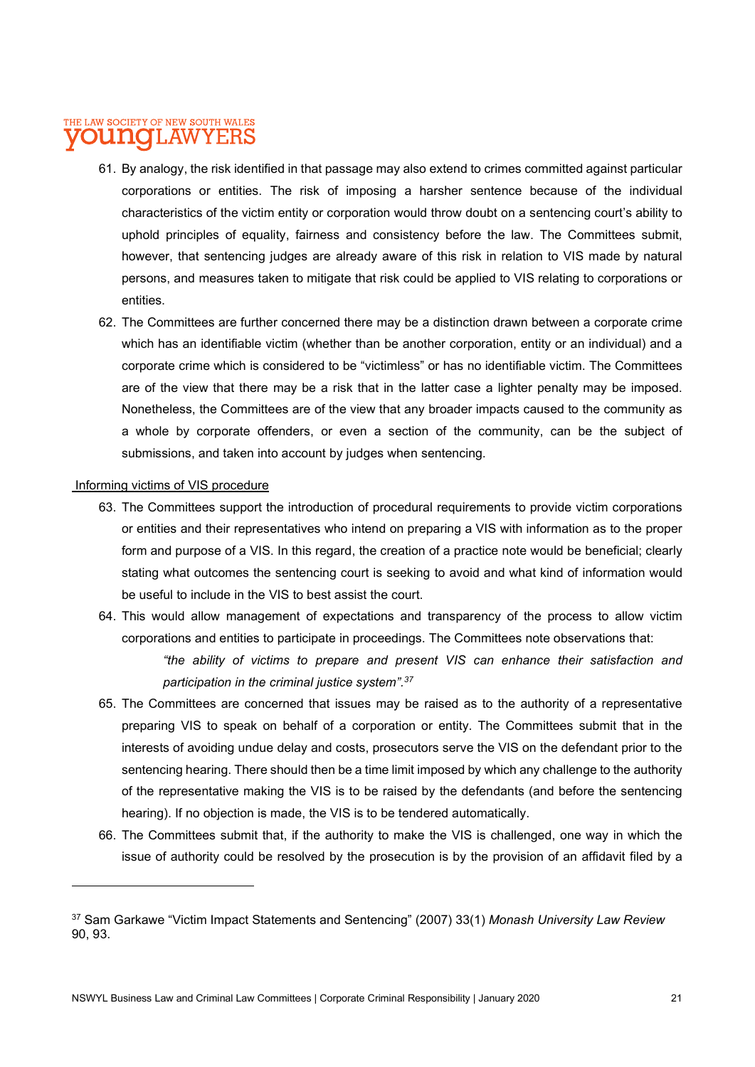61. By analogy, the risk identified in that passage may also extend to crimes committed against particular corporations or entities. The risk of imposing a harsher sentence because of the individual characteristics of the victim entity or corporation would throw doubt on a sentencing court's ability to uphold principles of equality, fairness and consistency before the law. The Committees submit, however, that sentencing judges are already aware of this risk in relation to VIS made by natural persons, and measures taken to mitigate that risk could be applied to VIS relating to corporations or entities.
62. The Committees are further concerned there may be a distinction drawn between a corporate crime which has an identifiable victim (whether than be another corporation, entity or an individual) and a corporate crime which is considered to be "victimless" or has no identifiable victim. The Committees are of the view that there may be a risk that in the latter case a lighter penalty may be imposed. Nonetheless, the Committees are of the view that any broader impacts caused to the community as a whole by corporate offenders, or even a section of the community, can be the subject of submissions, and taken into account by judges when sentencing.

Informing victims of VIS procedure

63. The Committees support the introduction of procedural requirements to provide victim corporations or entities and their representatives who intend on preparing a VIS with information as to the proper form and purpose of a VIS. In this regard, the creation of a practice note would be beneficial; clearly stating what outcomes the sentencing court is seeking to avoid and what kind of information would be useful to include in the VIS to best assist the court.
64. This would allow management of expectations and transparency of the process to allow victim corporations and entities to participate in proceedings. The Committees note observations that:

    *"the ability of victims to prepare and present VIS can enhance their satisfaction and participation in the criminal justice system".*[37]

65. The Committees are concerned that issues may be raised as to the authority of a representative preparing VIS to speak on behalf of a corporation or entity. The Committees submit that in the interests of avoiding undue delay and costs, prosecutors serve the VIS on the defendant prior to the sentencing hearing. There should then be a time limit imposed by which any challenge to the authority of the representative making the VIS is to be raised by the defendants (and before the sentencing hearing). If no objection is made, the VIS is to be tendered automatically.
66. The Committees submit that, if the authority to make the VIS is challenged, one way in which the issue of authority could be resolved by the prosecution is by the provision of an affidavit filed by a

---

[37] Sam Garkawe "Victim Impact Statements and Sentencing" (2007) 33(1) *Monash University Law Review* 90, 93.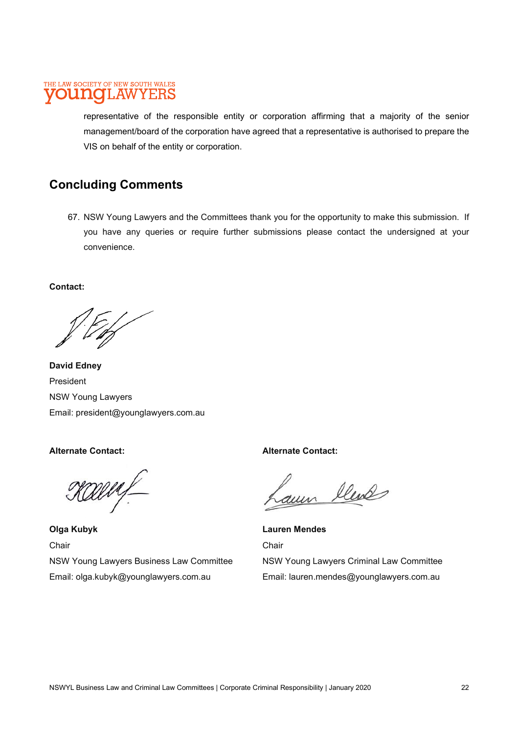representative of the responsible entity or corporation affirming that a majority of the senior management/board of the corporation have agreed that a representative is authorised to prepare the VIS on behalf of the entity or corporation.

## Concluding Comments

67. NSW Young Lawyers and the Committees thank you for the opportunity to make this submission. If you have any queries or require further submissions please contact the undersigned at your convenience.

**Contact:**

**David Edney**
President
NSW Young Lawyers
Email: president@younglawyers.com.au

**Alternate Contact:**

**Olga Kubyk**
Chair
NSW Young Lawyers Business Law Committee
Email: olga.kubyk@younglawyers.com.au

**Alternate Contact:**

**Lauren Mendes**
Chair
NSW Young Lawyers Criminal Law Committee
Email: lauren.mendes@younglawyers.com.au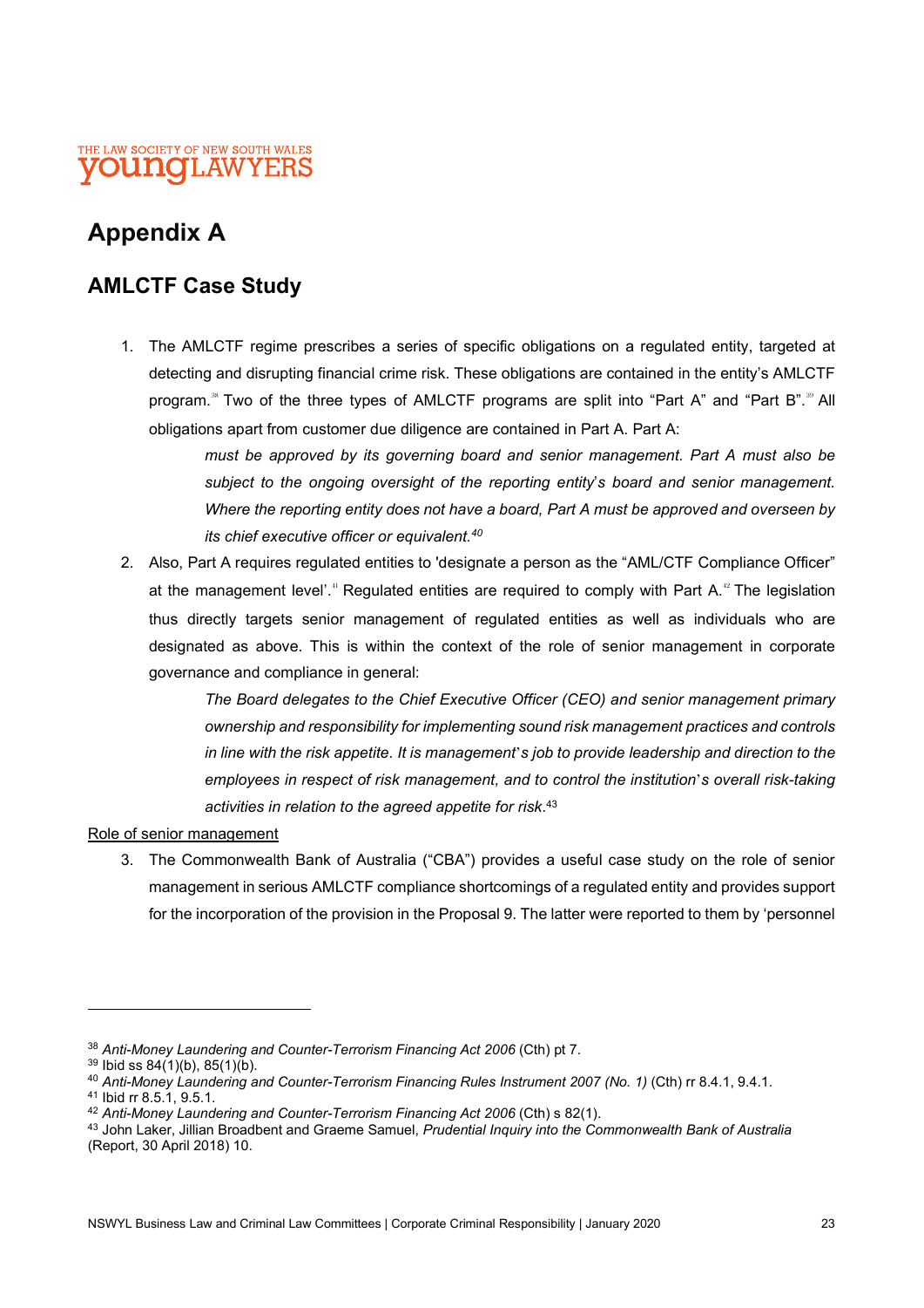# Appendix A

## AMLCTF Case Study

1. The AMLCTF regime prescribes a series of specific obligations on a regulated entity, targeted at detecting and disrupting financial crime risk. These obligations are contained in the entity's AMLCTF program.[38] Two of the three types of AMLCTF programs are split into "Part A" and "Part B".[39] All obligations apart from customer due diligence are contained in Part A. Part A:

   > *must be approved by its governing board and senior management. Part A must also be subject to the ongoing oversight of the reporting entity's board and senior management. Where the reporting entity does not have a board, Part A must be approved and overseen by its chief executive officer or equivalent.*[40]

2. Also, Part A requires regulated entities to 'designate a person as the "AML/CTF Compliance Officer" at the management level'.[41] Regulated entities are required to comply with Part A.[42] The legislation thus directly targets senior management of regulated entities as well as individuals who are designated as above. This is within the context of the role of senior management in corporate governance and compliance in general:

   > *The Board delegates to the Chief Executive Officer (CEO) and senior management primary ownership and responsibility for implementing sound risk management practices and controls in line with the risk appetite. It is management's job to provide leadership and direction to the employees in respect of risk management, and to control the institution's overall risk-taking activities in relation to the agreed appetite for risk.*[43]

<u>Role of senior management</u>

3. The Commonwealth Bank of Australia ("CBA") provides a useful case study on the role of senior management in serious AMLCTF compliance shortcomings of a regulated entity and provides support for the incorporation of the provision in the Proposal 9. The latter were reported to them by 'personnel

---

[38] *Anti-Money Laundering and Counter-Terrorism Financing Act 2006* (Cth) pt 7.

[39] Ibid ss 84(1)(b), 85(1)(b).

[40] *Anti-Money Laundering and Counter-Terrorism Financing Rules Instrument 2007 (No. 1)* (Cth) rr 8.4.1, 9.4.1.

[41] Ibid rr 8.5.1, 9.5.1.

[42] *Anti-Money Laundering and Counter-Terrorism Financing Act 2006* (Cth) s 82(1).

[43] John Laker, Jillian Broadbent and Graeme Samuel, *Prudential Inquiry into the Commonwealth Bank of Australia* (Report, 30 April 2018) 10.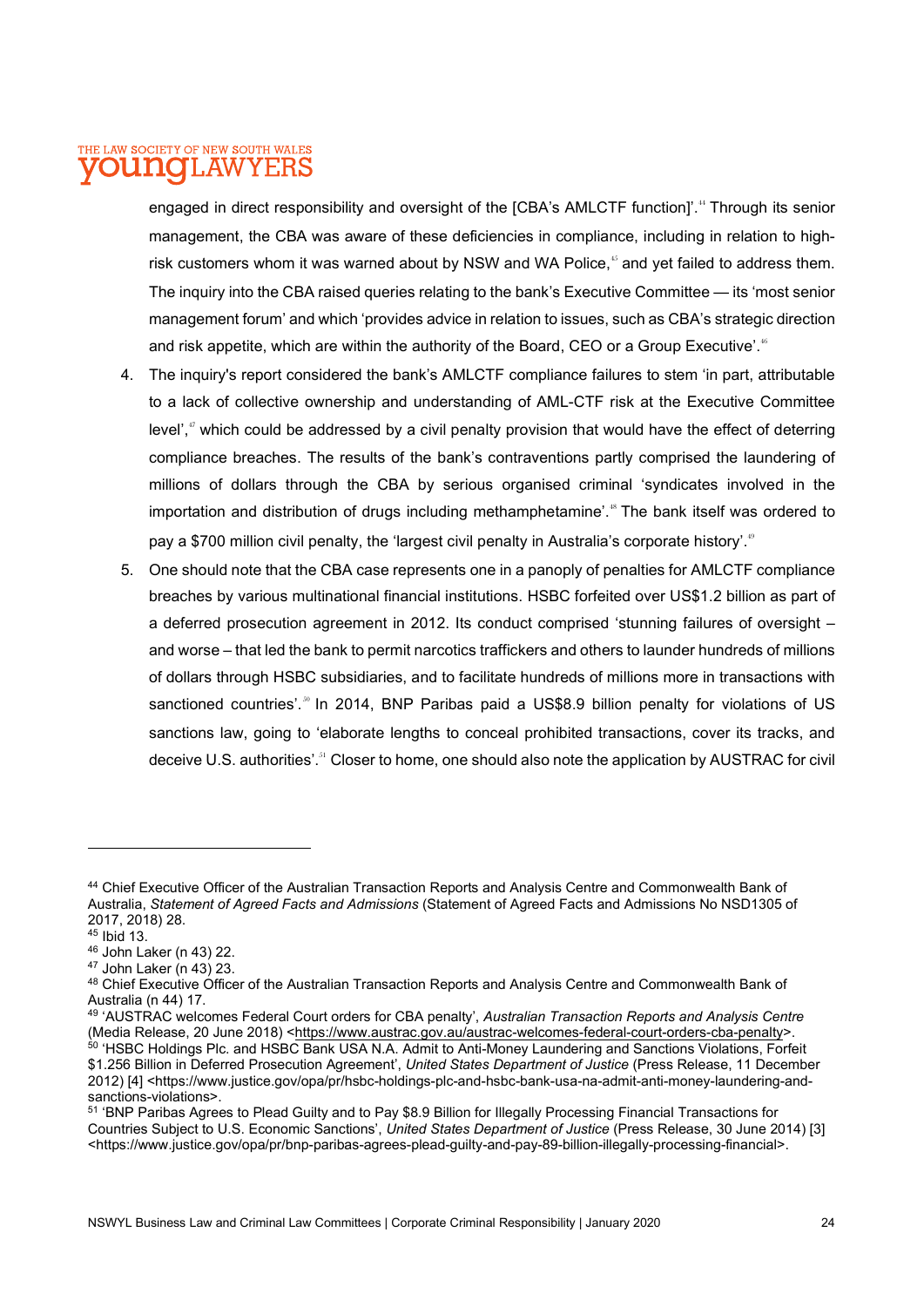engaged in direct responsibility and oversight of the [CBA's AMLCTF function]'.[44] Through its senior management, the CBA was aware of these deficiencies in compliance, including in relation to high-risk customers whom it was warned about by NSW and WA Police,[45] and yet failed to address them. The inquiry into the CBA raised queries relating to the bank's Executive Committee — its 'most senior management forum' and which 'provides advice in relation to issues, such as CBA's strategic direction and risk appetite, which are within the authority of the Board, CEO or a Group Executive'.[46]

4. The inquiry's report considered the bank's AMLCTF compliance failures to stem 'in part, attributable to a lack of collective ownership and understanding of AML-CTF risk at the Executive Committee level',[47] which could be addressed by a civil penalty provision that would have the effect of deterring compliance breaches. The results of the bank's contraventions partly comprised the laundering of millions of dollars through the CBA by serious organised criminal 'syndicates involved in the importation and distribution of drugs including methamphetamine'.[48] The bank itself was ordered to pay a $700 million civil penalty, the 'largest civil penalty in Australia's corporate history'.[49]

5. One should note that the CBA case represents one in a panoply of penalties for AMLCTF compliance breaches by various multinational financial institutions. HSBC forfeited over US$1.2 billion as part of a deferred prosecution agreement in 2012. Its conduct comprised 'stunning failures of oversight – and worse – that led the bank to permit narcotics traffickers and others to launder hundreds of millions of dollars through HSBC subsidiaries, and to facilitate hundreds of millions more in transactions with sanctioned countries'.[50] In 2014, BNP Paribas paid a US$8.9 billion penalty for violations of US sanctions law, going to 'elaborate lengths to conceal prohibited transactions, cover its tracks, and deceive U.S. authorities'.[51] Closer to home, one should also note the application by AUSTRAC for civil

---

[44] Chief Executive Officer of the Australian Transaction Reports and Analysis Centre and Commonwealth Bank of Australia, *Statement of Agreed Facts and Admissions* (Statement of Agreed Facts and Admissions No NSD1305 of 2017, 2018) 28.

[45] Ibid 13.

[46] John Laker (n 43) 22.

[47] John Laker (n 43) 23.

[48] Chief Executive Officer of the Australian Transaction Reports and Analysis Centre and Commonwealth Bank of Australia (n 44) 17.

[49] 'AUSTRAC welcomes Federal Court orders for CBA penalty', *Australian Transaction Reports and Analysis Centre* (Media Release, 20 June 2018) <https://www.austrac.gov.au/austrac-welcomes-federal-court-orders-cba-penalty>.

[50] 'HSBC Holdings Plc. and HSBC Bank USA N.A. Admit to Anti-Money Laundering and Sanctions Violations, Forfeit $1.256 Billion in Deferred Prosecution Agreement', *United States Department of Justice* (Press Release, 11 December 2012) [4] <https://www.justice.gov/opa/pr/hsbc-holdings-plc-and-hsbc-bank-usa-na-admit-anti-money-laundering-and-sanctions-violations>.

[51] 'BNP Paribas Agrees to Plead Guilty and to Pay $8.9 Billion for Illegally Processing Financial Transactions for Countries Subject to U.S. Economic Sanctions', *United States Department of Justice* (Press Release, 30 June 2014) [3] <https://www.justice.gov/opa/pr/bnp-paribas-agrees-plead-guilty-and-pay-89-billion-illegally-processing-financial>.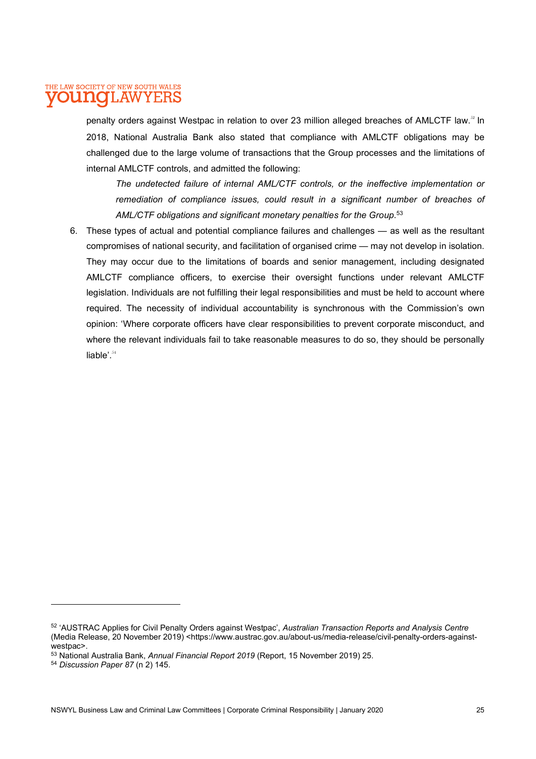penalty orders against Westpac in relation to over 23 million alleged breaches of AMLCTF law.[52] In 2018, National Australia Bank also stated that compliance with AMLCTF obligations may be challenged due to the large volume of transactions that the Group processes and the limitations of internal AMLCTF controls, and admitted the following:

> *The undetected failure of internal AML/CTF controls, or the ineffective implementation or remediation of compliance issues, could result in a significant number of breaches of AML/CTF obligations and significant monetary penalties for the Group.*[53]

6. These types of actual and potential compliance failures and challenges — as well as the resultant compromises of national security, and facilitation of organised crime — may not develop in isolation. They may occur due to the limitations of boards and senior management, including designated AMLCTF compliance officers, to exercise their oversight functions under relevant AMLCTF legislation. Individuals are not fulfilling their legal responsibilities and must be held to account where required. The necessity of individual accountability is synchronous with the Commission's own opinion: 'Where corporate officers have clear responsibilities to prevent corporate misconduct, and where the relevant individuals fail to take reasonable measures to do so, they should be personally liable'.[54]

---

[52] 'AUSTRAC Applies for Civil Penalty Orders against Westpac', *Australian Transaction Reports and Analysis Centre* (Media Release, 20 November 2019) <https://www.austrac.gov.au/about-us/media-release/civil-penalty-orders-against-westpac>.

[53] National Australia Bank, *Annual Financial Report 2019* (Report, 15 November 2019) 25.

[54] *Discussion Paper 87* (n 2) 145.